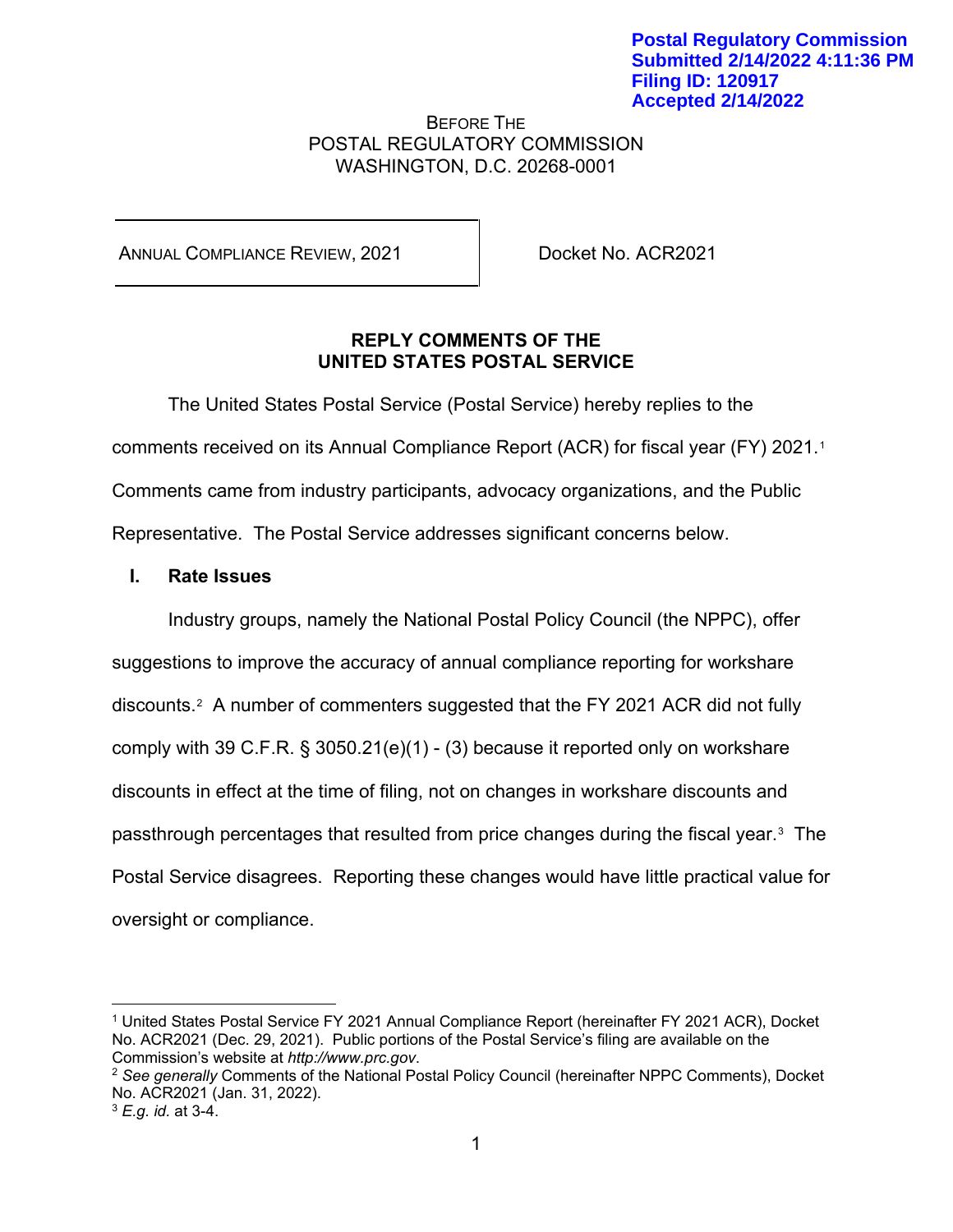Postal Regulatory Commission
Submitted 2/14/2022 4:11:36 PM
Filing ID: 120917
Accepted 2/14/2022

BEFORE THE
POSTAL REGULATORY COMMISSION
WASHINGTON, D.C. 20268-0001

| ANNUAL COMPLIANCE REVIEW, 2021 | Docket No. ACR2021 |
|---|---|

**REPLY COMMENTS OF THE**
**UNITED STATES POSTAL SERVICE**

The United States Postal Service (Postal Service) hereby replies to the comments received on its Annual Compliance Report (ACR) for fiscal year (FY) 2021.[1] Comments came from industry participants, advocacy organizations, and the Public Representative. The Postal Service addresses significant concerns below.

## I. Rate Issues

Industry groups, namely the National Postal Policy Council (the NPPC), offer suggestions to improve the accuracy of annual compliance reporting for workshare discounts.[2] A number of commenters suggested that the FY 2021 ACR did not fully comply with 39 C.F.R. § 3050.21(e)(1) - (3) because it reported only on workshare discounts in effect at the time of filing, not on changes in workshare discounts and passthrough percentages that resulted from price changes during the fiscal year.[3] The Postal Service disagrees. Reporting these changes would have little practical value for oversight or compliance.

---

[1] United States Postal Service FY 2021 Annual Compliance Report (hereinafter FY 2021 ACR), Docket No. ACR2021 (Dec. 29, 2021). Public portions of the Postal Service's filing are available on the Commission's website at *http://www.prc.gov*.

[2] *See generally* Comments of the National Postal Policy Council (hereinafter NPPC Comments), Docket No. ACR2021 (Jan. 31, 2022).

[3] *E.g. id.* at 3-4.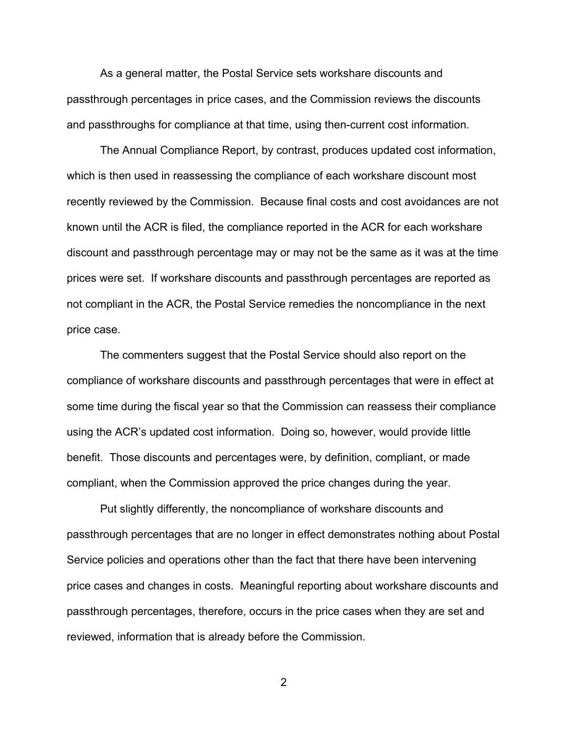As a general matter, the Postal Service sets workshare discounts and passthrough percentages in price cases, and the Commission reviews the discounts and passthroughs for compliance at that time, using then-current cost information.

The Annual Compliance Report, by contrast, produces updated cost information, which is then used in reassessing the compliance of each workshare discount most recently reviewed by the Commission. Because final costs and cost avoidances are not known until the ACR is filed, the compliance reported in the ACR for each workshare discount and passthrough percentage may or may not be the same as it was at the time prices were set. If workshare discounts and passthrough percentages are reported as not compliant in the ACR, the Postal Service remedies the noncompliance in the next price case.

The commenters suggest that the Postal Service should also report on the compliance of workshare discounts and passthrough percentages that were in effect at some time during the fiscal year so that the Commission can reassess their compliance using the ACR's updated cost information. Doing so, however, would provide little benefit. Those discounts and percentages were, by definition, compliant, or made compliant, when the Commission approved the price changes during the year.

Put slightly differently, the noncompliance of workshare discounts and passthrough percentages that are no longer in effect demonstrates nothing about Postal Service policies and operations other than the fact that there have been intervening price cases and changes in costs. Meaningful reporting about workshare discounts and passthrough percentages, therefore, occurs in the price cases when they are set and reviewed, information that is already before the Commission.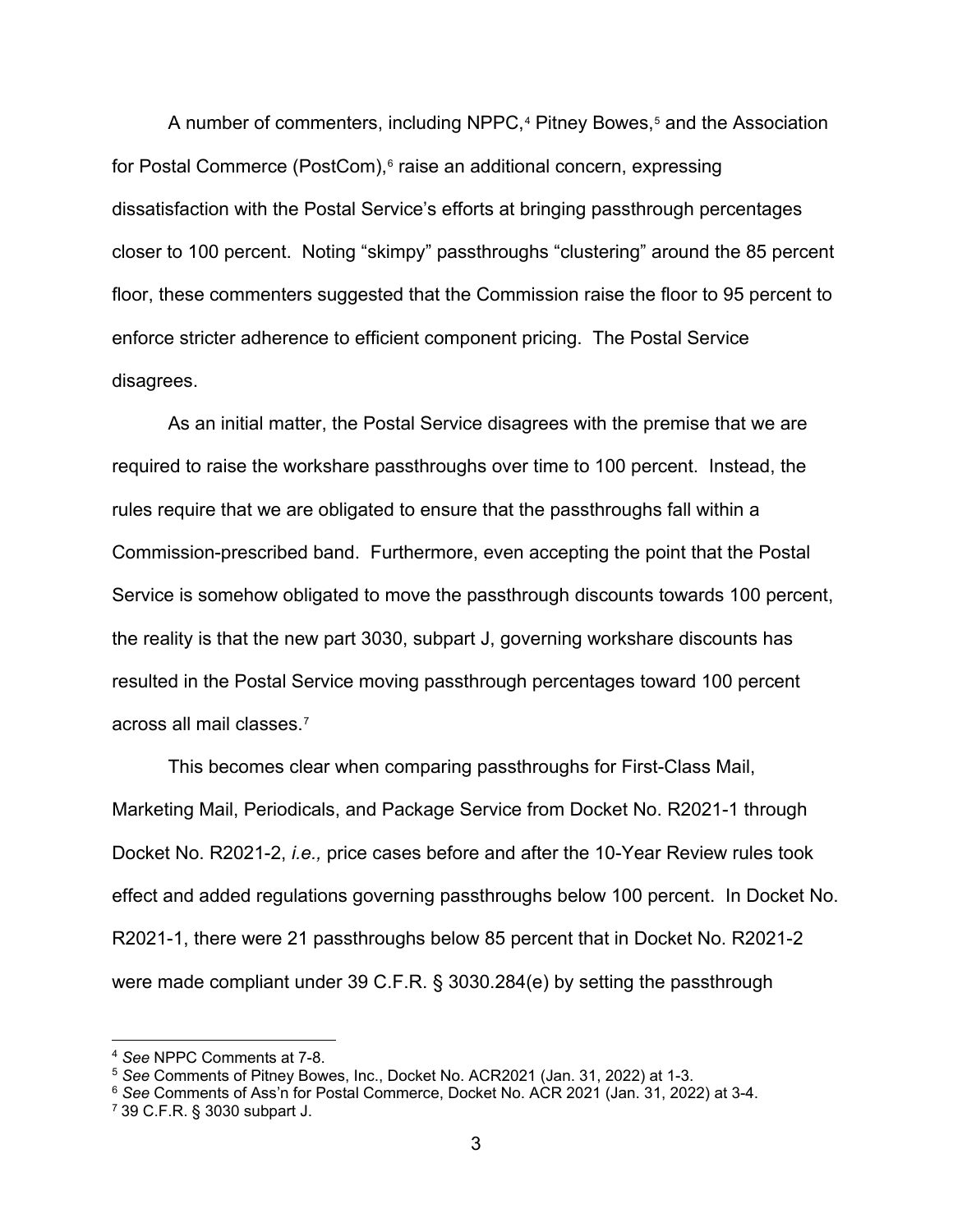A number of commenters, including NPPC,[4] Pitney Bowes,[5] and the Association for Postal Commerce (PostCom),[6] raise an additional concern, expressing dissatisfaction with the Postal Service's efforts at bringing passthrough percentages closer to 100 percent. Noting "skimpy" passthroughs "clustering" around the 85 percent floor, these commenters suggested that the Commission raise the floor to 95 percent to enforce stricter adherence to efficient component pricing. The Postal Service disagrees.

As an initial matter, the Postal Service disagrees with the premise that we are required to raise the workshare passthroughs over time to 100 percent. Instead, the rules require that we are obligated to ensure that the passthroughs fall within a Commission-prescribed band. Furthermore, even accepting the point that the Postal Service is somehow obligated to move the passthrough discounts towards 100 percent, the reality is that the new part 3030, subpart J, governing workshare discounts has resulted in the Postal Service moving passthrough percentages toward 100 percent across all mail classes.[7]

This becomes clear when comparing passthroughs for First-Class Mail, Marketing Mail, Periodicals, and Package Service from Docket No. R2021-1 through Docket No. R2021-2, *i.e.,* price cases before and after the 10-Year Review rules took effect and added regulations governing passthroughs below 100 percent. In Docket No. R2021-1, there were 21 passthroughs below 85 percent that in Docket No. R2021-2 were made compliant under 39 C.F.R. § 3030.284(e) by setting the passthrough

---

[4] *See* NPPC Comments at 7-8.

[5] *See* Comments of Pitney Bowes, Inc., Docket No. ACR2021 (Jan. 31, 2022) at 1-3.

[6] *See* Comments of Ass'n for Postal Commerce, Docket No. ACR 2021 (Jan. 31, 2022) at 3-4.

[7] 39 C.F.R. § 3030 subpart J.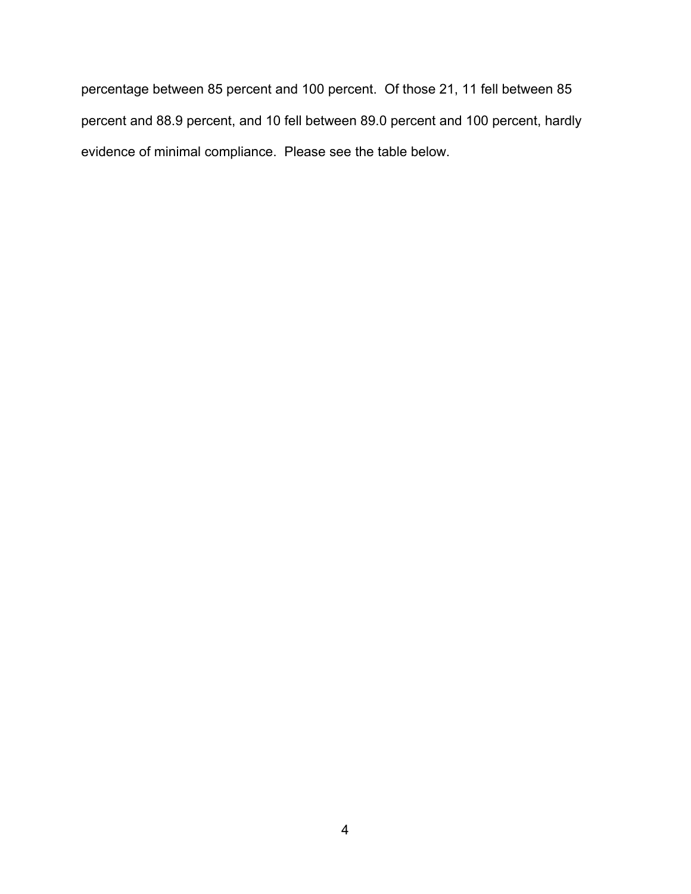percentage between 85 percent and 100 percent. Of those 21, 11 fell between 85 percent and 88.9 percent, and 10 fell between 89.0 percent and 100 percent, hardly evidence of minimal compliance. Please see the table below.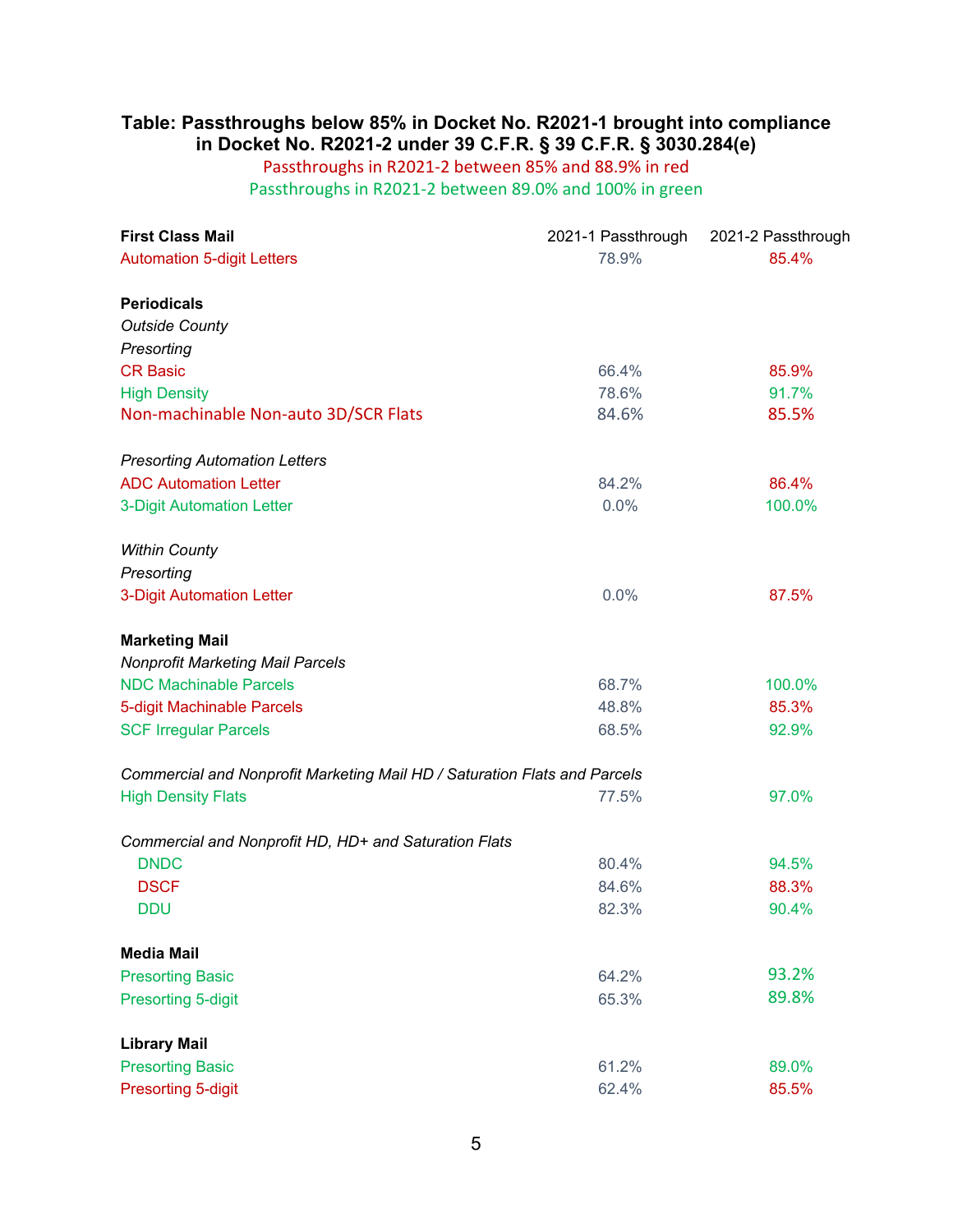**Table: Passthroughs below 85% in Docket No. R2021-1 brought into compliance in Docket No. R2021-2 under 39 C.F.R. § 39 C.F.R. § 3030.284(e)**

Passthroughs in R2021-2 between 85% and 88.9% in red

Passthroughs in R2021-2 between 89.0% and 100% in green

| **First Class Mail** | 2021-1 Passthrough | 2021-2 Passthrough |
|---|---|---|
| Automation 5-digit Letters | 78.9% | 85.4% |
| | | |
| **Periodicals** | | |
| *Outside County* | | |
| *Presorting* | | |
| CR Basic | 66.4% | 85.9% |
| High Density | 78.6% | 91.7% |
| Non-machinable Non-auto 3D/SCR Flats | 84.6% | 85.5% |
| | | |
| *Presorting Automation Letters* | | |
| ADC Automation Letter | 84.2% | 86.4% |
| 3-Digit Automation Letter | 0.0% | 100.0% |
| | | |
| *Within County* | | |
| *Presorting* | | |
| 3-Digit Automation Letter | 0.0% | 87.5% |
| | | |
| **Marketing Mail** | | |
| *Nonprofit Marketing Mail Parcels* | | |
| NDC Machinable Parcels | 68.7% | 100.0% |
| 5-digit Machinable Parcels | 48.8% | 85.3% |
| SCF Irregular Parcels | 68.5% | 92.9% |
| | | |
| *Commercial and Nonprofit Marketing Mail HD / Saturation Flats and Parcels* | | |
| High Density Flats | 77.5% | 97.0% |
| | | |
| *Commercial and Nonprofit HD, HD+ and Saturation Flats* | | |
| DNDC | 80.4% | 94.5% |
| DSCF | 84.6% | 88.3% |
| DDU | 82.3% | 90.4% |
| | | |
| **Media Mail** | | |
| Presorting Basic | 64.2% | 93.2% |
| Presorting 5-digit | 65.3% | 89.8% |
| | | |
| **Library Mail** | | |
| Presorting Basic | 61.2% | 89.0% |
| Presorting 5-digit | 62.4% | 85.5% |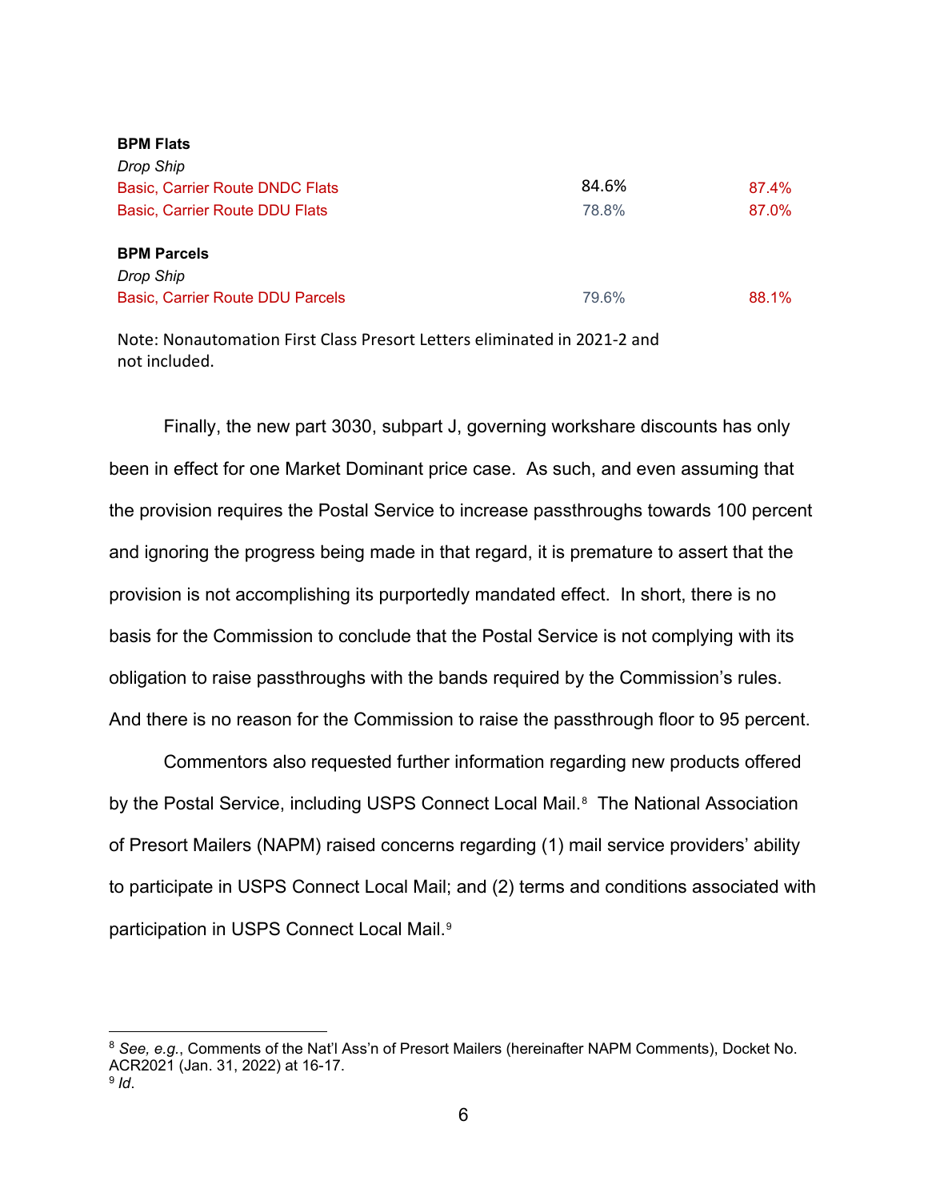| | | |
|---|---|---|
| **BPM Flats** | | |
| *Drop Ship* | | |
| Basic, Carrier Route DNDC Flats | 84.6% | 87.4% |
| Basic, Carrier Route DDU Flats | 78.8% | 87.0% |
| | | |
| **BPM Parcels** | | |
| *Drop Ship* | | |
| Basic, Carrier Route DDU Parcels | 79.6% | 88.1% |

Note: Nonautomation First Class Presort Letters eliminated in 2021-2 and not included.

Finally, the new part 3030, subpart J, governing workshare discounts has only been in effect for one Market Dominant price case. As such, and even assuming that the provision requires the Postal Service to increase passthroughs towards 100 percent and ignoring the progress being made in that regard, it is premature to assert that the provision is not accomplishing its purportedly mandated effect. In short, there is no basis for the Commission to conclude that the Postal Service is not complying with its obligation to raise passthroughs with the bands required by the Commission's rules. And there is no reason for the Commission to raise the passthrough floor to 95 percent.

Commentors also requested further information regarding new products offered by the Postal Service, including USPS Connect Local Mail.[8] The National Association of Presort Mailers (NAPM) raised concerns regarding (1) mail service providers' ability to participate in USPS Connect Local Mail; and (2) terms and conditions associated with participation in USPS Connect Local Mail.[9]

---

[8] *See, e.g.*, Comments of the Nat'l Ass'n of Presort Mailers (hereinafter NAPM Comments), Docket No. ACR2021 (Jan. 31, 2022) at 16-17.
[9] *Id*.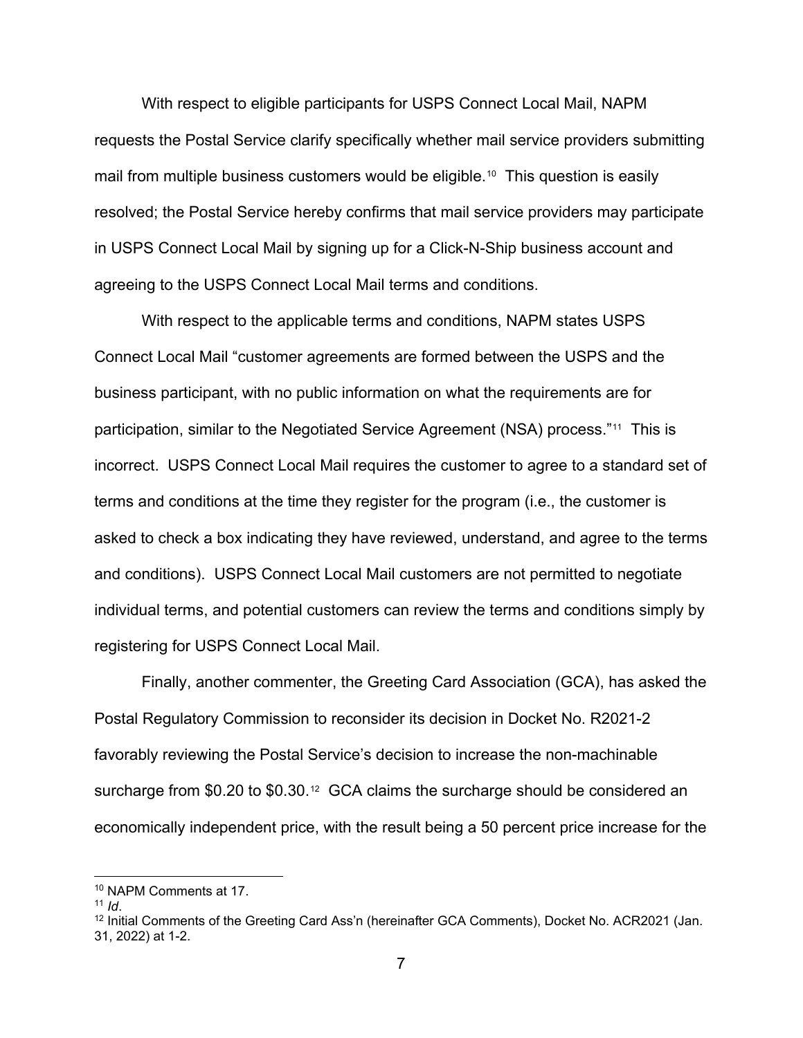With respect to eligible participants for USPS Connect Local Mail, NAPM requests the Postal Service clarify specifically whether mail service providers submitting mail from multiple business customers would be eligible.[10] This question is easily resolved; the Postal Service hereby confirms that mail service providers may participate in USPS Connect Local Mail by signing up for a Click-N-Ship business account and agreeing to the USPS Connect Local Mail terms and conditions.

With respect to the applicable terms and conditions, NAPM states USPS Connect Local Mail "customer agreements are formed between the USPS and the business participant, with no public information on what the requirements are for participation, similar to the Negotiated Service Agreement (NSA) process."[11] This is incorrect. USPS Connect Local Mail requires the customer to agree to a standard set of terms and conditions at the time they register for the program (i.e., the customer is asked to check a box indicating they have reviewed, understand, and agree to the terms and conditions). USPS Connect Local Mail customers are not permitted to negotiate individual terms, and potential customers can review the terms and conditions simply by registering for USPS Connect Local Mail.

Finally, another commenter, the Greeting Card Association (GCA), has asked the Postal Regulatory Commission to reconsider its decision in Docket No. R2021-2 favorably reviewing the Postal Service's decision to increase the non-machinable surcharge from $0.20 to $0.30.[12] GCA claims the surcharge should be considered an economically independent price, with the result being a 50 percent price increase for the

---

[10] NAPM Comments at 17.

[11] *Id*.

[12] Initial Comments of the Greeting Card Ass'n (hereinafter GCA Comments), Docket No. ACR2021 (Jan. 31, 2022) at 1-2.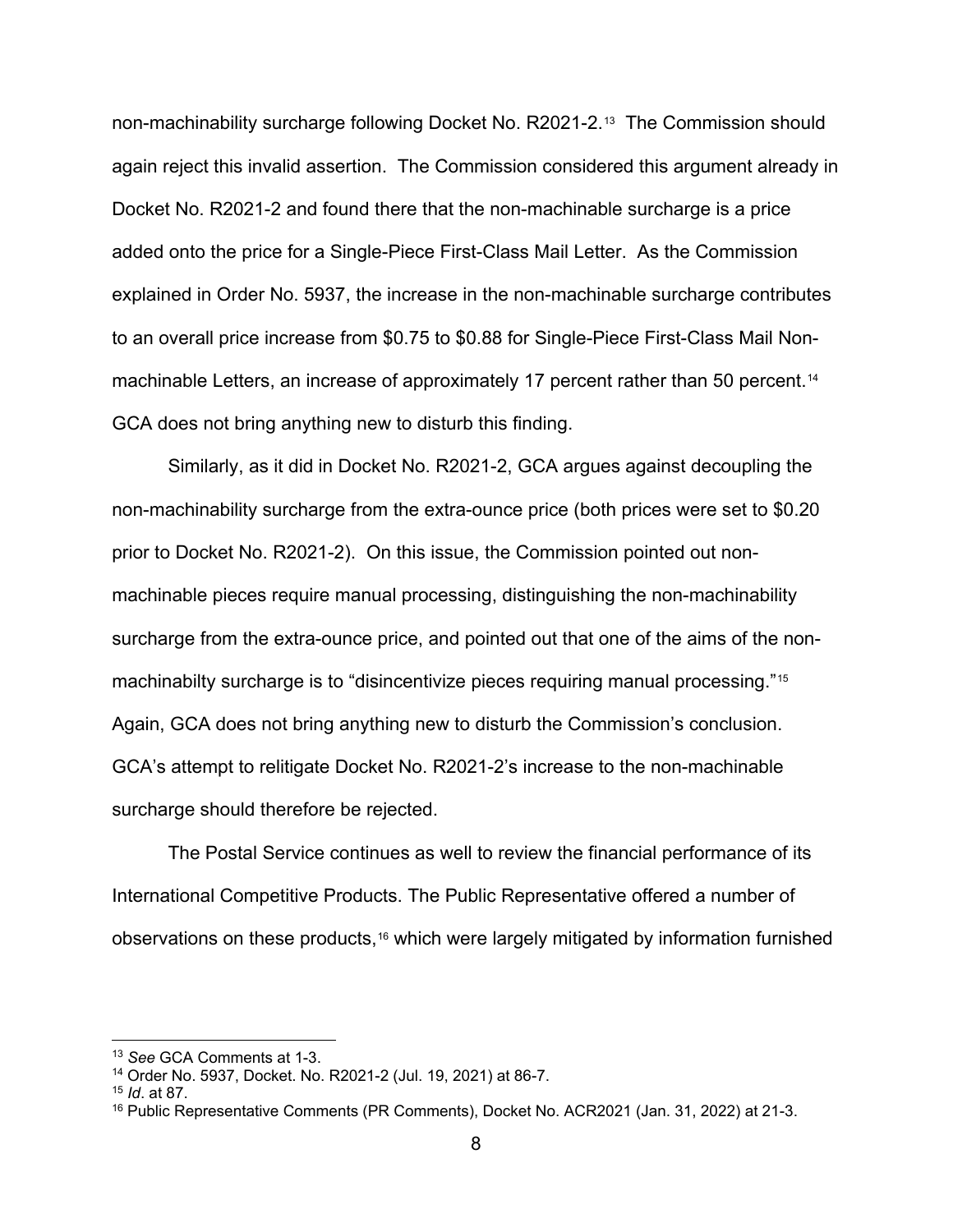non-machinability surcharge following Docket No. R2021-2.[13] The Commission should again reject this invalid assertion. The Commission considered this argument already in Docket No. R2021-2 and found there that the non-machinable surcharge is a price added onto the price for a Single-Piece First-Class Mail Letter. As the Commission explained in Order No. 5937, the increase in the non-machinable surcharge contributes to an overall price increase from $0.75 to $0.88 for Single-Piece First-Class Mail Non-machinable Letters, an increase of approximately 17 percent rather than 50 percent.[14] GCA does not bring anything new to disturb this finding.

Similarly, as it did in Docket No. R2021-2, GCA argues against decoupling the non-machinability surcharge from the extra-ounce price (both prices were set to $0.20 prior to Docket No. R2021-2). On this issue, the Commission pointed out non-machinable pieces require manual processing, distinguishing the non-machinability surcharge from the extra-ounce price, and pointed out that one of the aims of the non-machinabilty surcharge is to "disincentivize pieces requiring manual processing."[15] Again, GCA does not bring anything new to disturb the Commission's conclusion. GCA's attempt to relitigate Docket No. R2021-2's increase to the non-machinable surcharge should therefore be rejected.

The Postal Service continues as well to review the financial performance of its International Competitive Products. The Public Representative offered a number of observations on these products,[16] which were largely mitigated by information furnished

---

[13] *See* GCA Comments at 1-3.

[14] Order No. 5937, Docket. No. R2021-2 (Jul. 19, 2021) at 86-7.

[15] *Id*. at 87.

[16] Public Representative Comments (PR Comments), Docket No. ACR2021 (Jan. 31, 2022) at 21-3.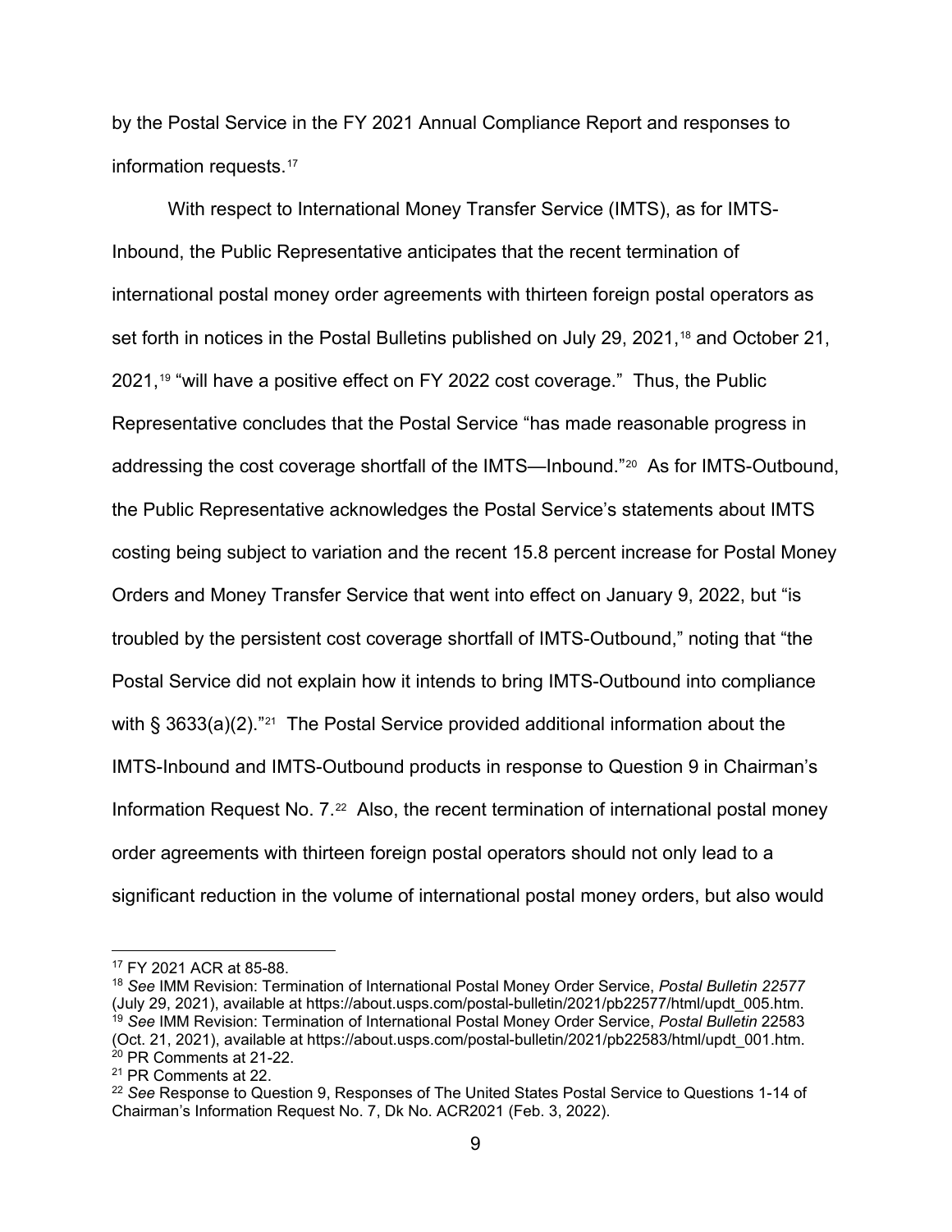by the Postal Service in the FY 2021 Annual Compliance Report and responses to information requests.[17]

With respect to International Money Transfer Service (IMTS), as for IMTS-Inbound, the Public Representative anticipates that the recent termination of international postal money order agreements with thirteen foreign postal operators as set forth in notices in the Postal Bulletins published on July 29, 2021,[18] and October 21, 2021,[19] "will have a positive effect on FY 2022 cost coverage." Thus, the Public Representative concludes that the Postal Service "has made reasonable progress in addressing the cost coverage shortfall of the IMTS—Inbound."[20] As for IMTS-Outbound, the Public Representative acknowledges the Postal Service's statements about IMTS costing being subject to variation and the recent 15.8 percent increase for Postal Money Orders and Money Transfer Service that went into effect on January 9, 2022, but "is troubled by the persistent cost coverage shortfall of IMTS-Outbound," noting that "the Postal Service did not explain how it intends to bring IMTS-Outbound into compliance with § 3633(a)(2)."[21] The Postal Service provided additional information about the IMTS-Inbound and IMTS-Outbound products in response to Question 9 in Chairman's Information Request No. 7.[22] Also, the recent termination of international postal money order agreements with thirteen foreign postal operators should not only lead to a significant reduction in the volume of international postal money orders, but also would

---

[17] FY 2021 ACR at 85-88.

[18] *See* IMM Revision: Termination of International Postal Money Order Service, *Postal Bulletin 22577* (July 29, 2021), available at https://about.usps.com/postal-bulletin/2021/pb22577/html/updt_005.htm.

[19] *See* IMM Revision: Termination of International Postal Money Order Service, *Postal Bulletin* 22583 (Oct. 21, 2021), available at https://about.usps.com/postal-bulletin/2021/pb22583/html/updt_001.htm.

[20] PR Comments at 21-22.

[21] PR Comments at 22.

[22] *See* Response to Question 9, Responses of The United States Postal Service to Questions 1-14 of Chairman's Information Request No. 7, Dk No. ACR2021 (Feb. 3, 2022).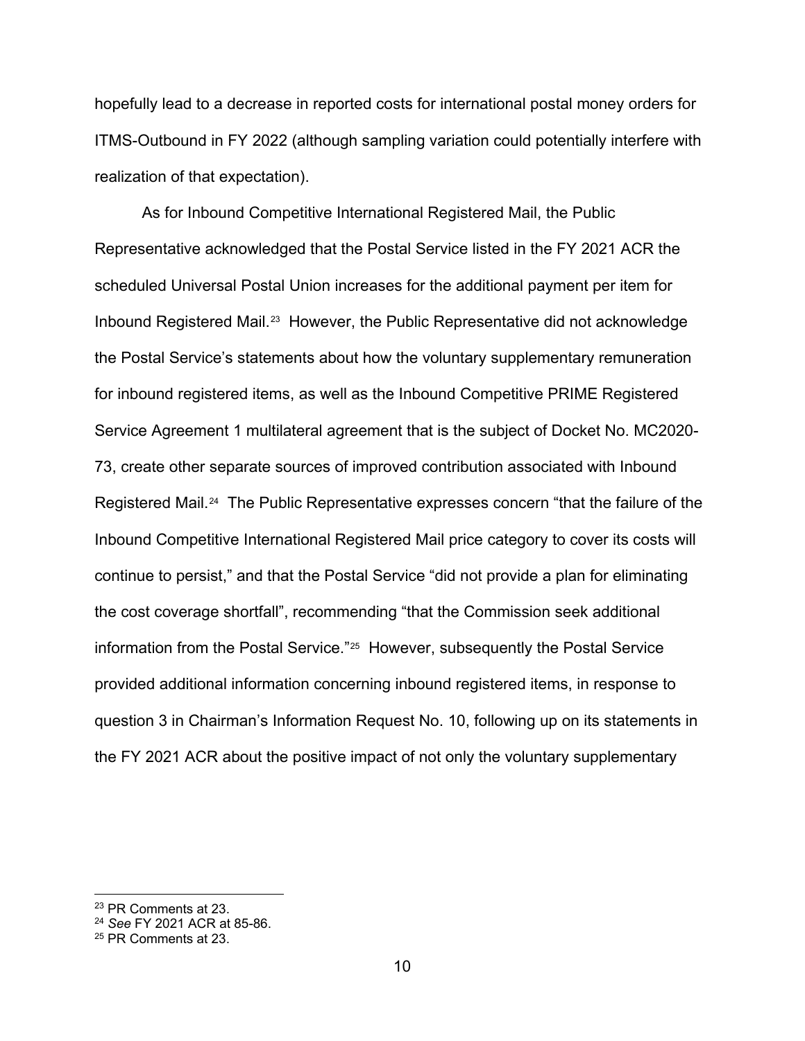hopefully lead to a decrease in reported costs for international postal money orders for ITMS-Outbound in FY 2022 (although sampling variation could potentially interfere with realization of that expectation).

As for Inbound Competitive International Registered Mail, the Public Representative acknowledged that the Postal Service listed in the FY 2021 ACR the scheduled Universal Postal Union increases for the additional payment per item for Inbound Registered Mail.[23] However, the Public Representative did not acknowledge the Postal Service's statements about how the voluntary supplementary remuneration for inbound registered items, as well as the Inbound Competitive PRIME Registered Service Agreement 1 multilateral agreement that is the subject of Docket No. MC2020-73, create other separate sources of improved contribution associated with Inbound Registered Mail.[24] The Public Representative expresses concern "that the failure of the Inbound Competitive International Registered Mail price category to cover its costs will continue to persist," and that the Postal Service "did not provide a plan for eliminating the cost coverage shortfall", recommending "that the Commission seek additional information from the Postal Service."[25] However, subsequently the Postal Service provided additional information concerning inbound registered items, in response to question 3 in Chairman's Information Request No. 10, following up on its statements in the FY 2021 ACR about the positive impact of not only the voluntary supplementary

---

[23] PR Comments at 23.

[24] *See* FY 2021 ACR at 85-86.

[25] PR Comments at 23.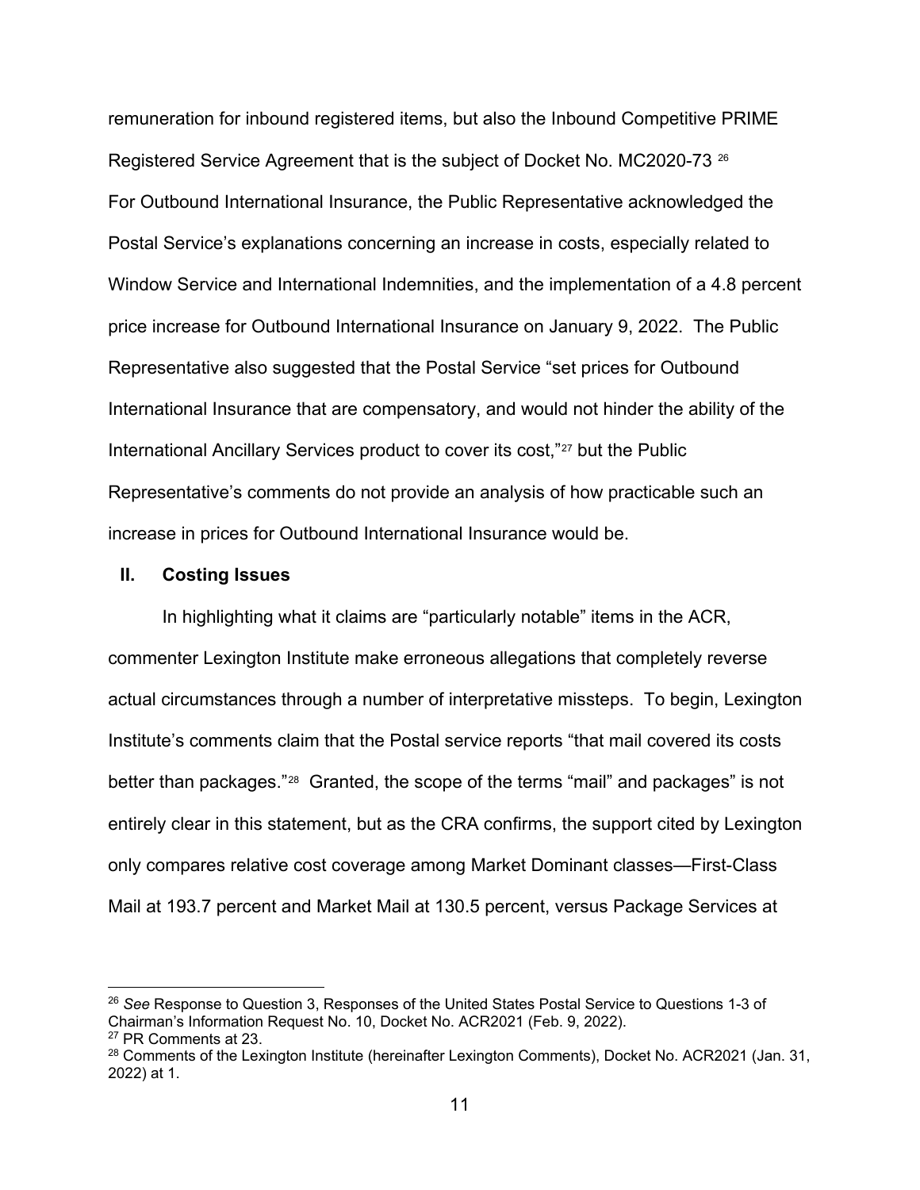remuneration for inbound registered items, but also the Inbound Competitive PRIME Registered Service Agreement that is the subject of Docket No. MC2020-73 [26] For Outbound International Insurance, the Public Representative acknowledged the Postal Service's explanations concerning an increase in costs, especially related to Window Service and International Indemnities, and the implementation of a 4.8 percent price increase for Outbound International Insurance on January 9, 2022. The Public Representative also suggested that the Postal Service "set prices for Outbound International Insurance that are compensatory, and would not hinder the ability of the International Ancillary Services product to cover its cost,"[27] but the Public Representative's comments do not provide an analysis of how practicable such an increase in prices for Outbound International Insurance would be.

## II. Costing Issues

In highlighting what it claims are "particularly notable" items in the ACR, commenter Lexington Institute make erroneous allegations that completely reverse actual circumstances through a number of interpretative missteps. To begin, Lexington Institute's comments claim that the Postal service reports "that mail covered its costs better than packages."[28] Granted, the scope of the terms "mail" and packages" is not entirely clear in this statement, but as the CRA confirms, the support cited by Lexington only compares relative cost coverage among Market Dominant classes—First-Class Mail at 193.7 percent and Market Mail at 130.5 percent, versus Package Services at

---

[26] *See* Response to Question 3, Responses of the United States Postal Service to Questions 1-3 of Chairman's Information Request No. 10, Docket No. ACR2021 (Feb. 9, 2022).

[27] PR Comments at 23.

[28] Comments of the Lexington Institute (hereinafter Lexington Comments), Docket No. ACR2021 (Jan. 31, 2022) at 1.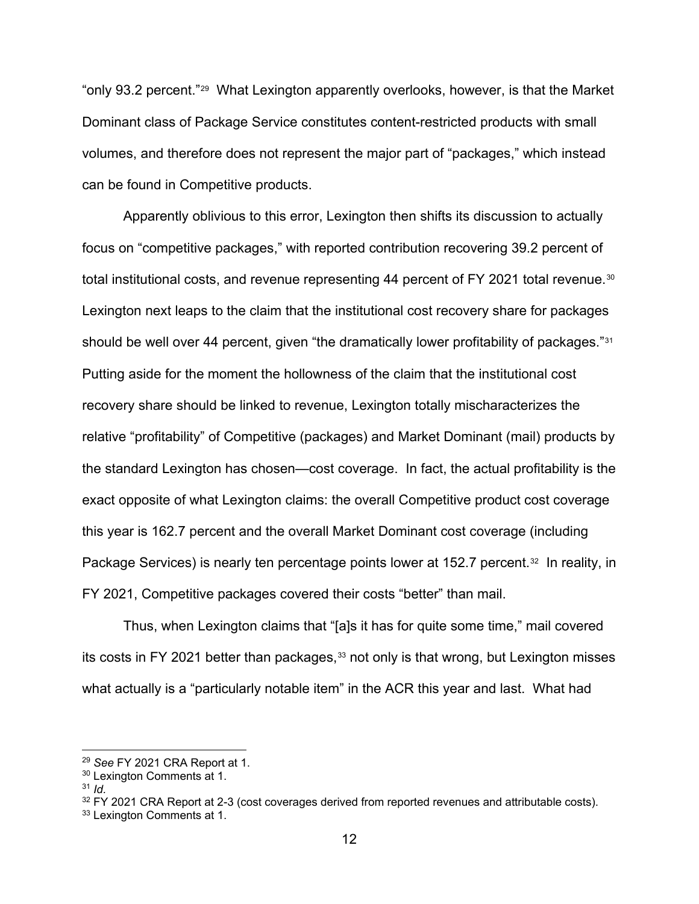"only 93.2 percent."[29] What Lexington apparently overlooks, however, is that the Market Dominant class of Package Service constitutes content-restricted products with small volumes, and therefore does not represent the major part of "packages," which instead can be found in Competitive products.

Apparently oblivious to this error, Lexington then shifts its discussion to actually focus on "competitive packages," with reported contribution recovering 39.2 percent of total institutional costs, and revenue representing 44 percent of FY 2021 total revenue.[30] Lexington next leaps to the claim that the institutional cost recovery share for packages should be well over 44 percent, given "the dramatically lower profitability of packages."[31] Putting aside for the moment the hollowness of the claim that the institutional cost recovery share should be linked to revenue, Lexington totally mischaracterizes the relative "profitability" of Competitive (packages) and Market Dominant (mail) products by the standard Lexington has chosen—cost coverage. In fact, the actual profitability is the exact opposite of what Lexington claims: the overall Competitive product cost coverage this year is 162.7 percent and the overall Market Dominant cost coverage (including Package Services) is nearly ten percentage points lower at 152.7 percent.[32] In reality, in FY 2021, Competitive packages covered their costs "better" than mail.

Thus, when Lexington claims that "[a]s it has for quite some time," mail covered its costs in FY 2021 better than packages,[33] not only is that wrong, but Lexington misses what actually is a "particularly notable item" in the ACR this year and last. What had

---

[29] *See* FY 2021 CRA Report at 1.

[30] Lexington Comments at 1.

[31] *Id.*

[32] FY 2021 CRA Report at 2-3 (cost coverages derived from reported revenues and attributable costs).

[33] Lexington Comments at 1.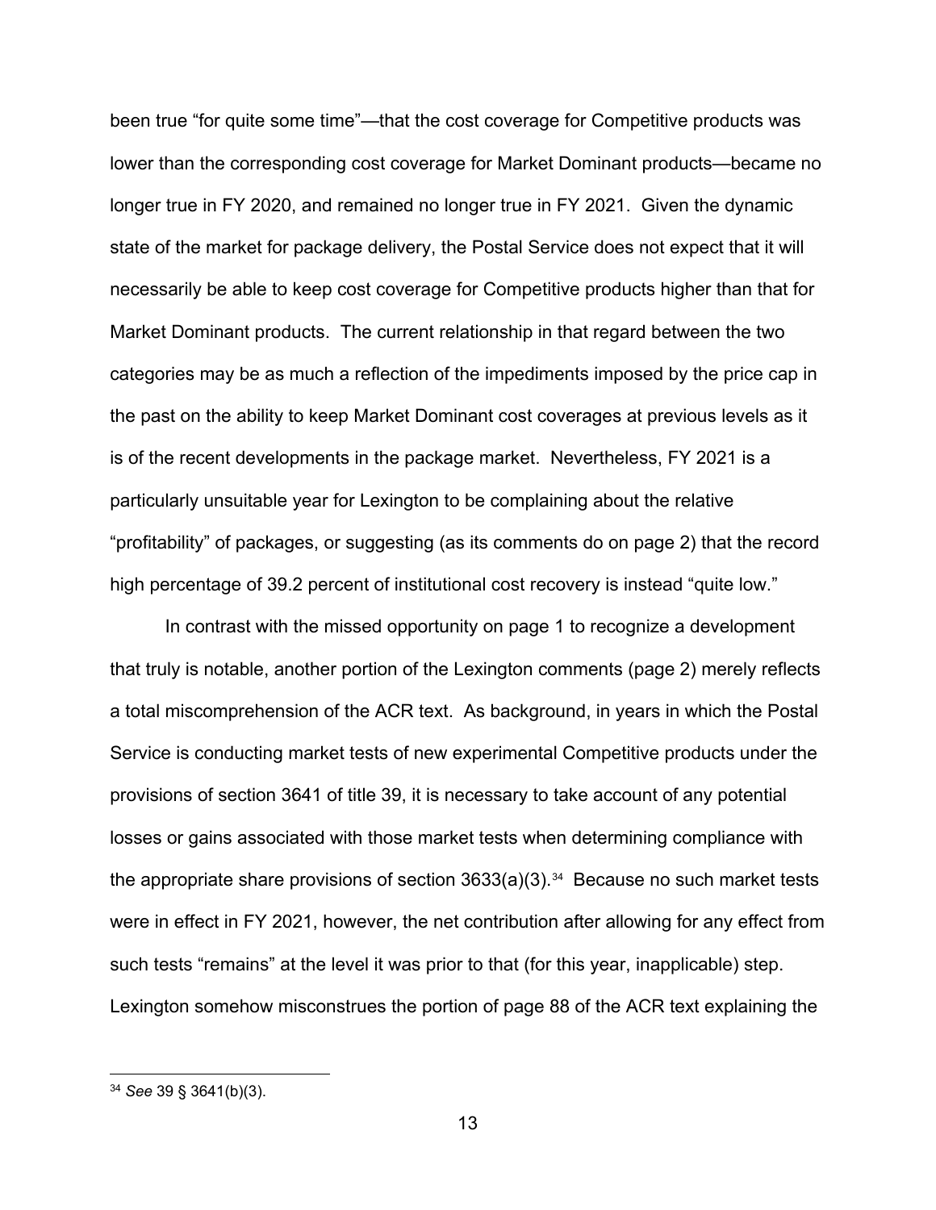been true "for quite some time"—that the cost coverage for Competitive products was lower than the corresponding cost coverage for Market Dominant products—became no longer true in FY 2020, and remained no longer true in FY 2021. Given the dynamic state of the market for package delivery, the Postal Service does not expect that it will necessarily be able to keep cost coverage for Competitive products higher than that for Market Dominant products. The current relationship in that regard between the two categories may be as much a reflection of the impediments imposed by the price cap in the past on the ability to keep Market Dominant cost coverages at previous levels as it is of the recent developments in the package market. Nevertheless, FY 2021 is a particularly unsuitable year for Lexington to be complaining about the relative "profitability" of packages, or suggesting (as its comments do on page 2) that the record high percentage of 39.2 percent of institutional cost recovery is instead "quite low."

In contrast with the missed opportunity on page 1 to recognize a development that truly is notable, another portion of the Lexington comments (page 2) merely reflects a total miscomprehension of the ACR text. As background, in years in which the Postal Service is conducting market tests of new experimental Competitive products under the provisions of section 3641 of title 39, it is necessary to take account of any potential losses or gains associated with those market tests when determining compliance with the appropriate share provisions of section 3633(a)(3).[34] Because no such market tests were in effect in FY 2021, however, the net contribution after allowing for any effect from such tests "remains" at the level it was prior to that (for this year, inapplicable) step. Lexington somehow misconstrues the portion of page 88 of the ACR text explaining the

[34] *See* 39 § 3641(b)(3).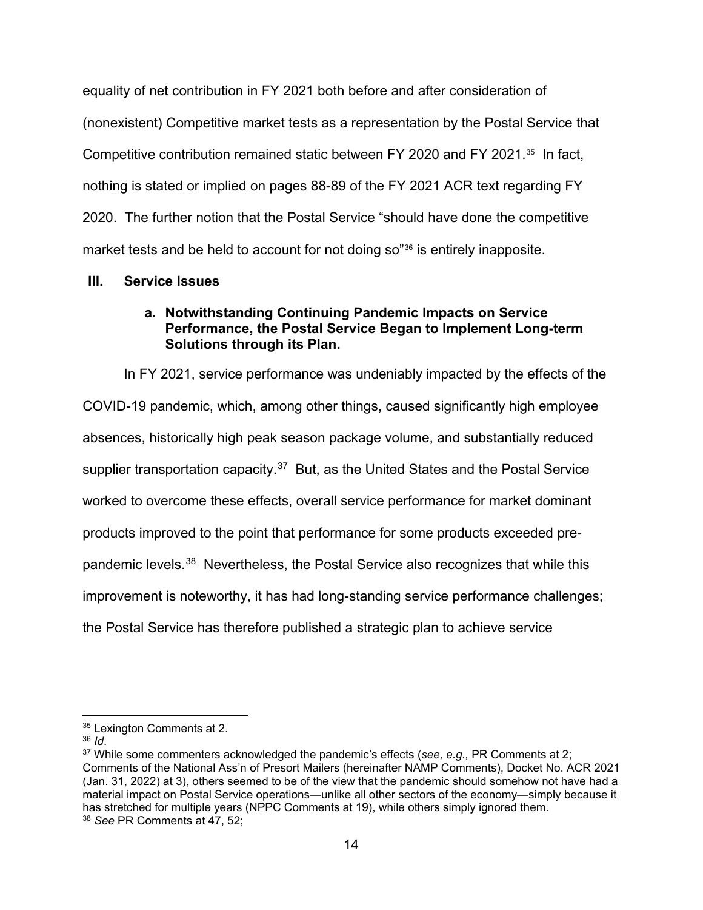equality of net contribution in FY 2021 both before and after consideration of (nonexistent) Competitive market tests as a representation by the Postal Service that Competitive contribution remained static between FY 2020 and FY 2021.[35] In fact, nothing is stated or implied on pages 88-89 of the FY 2021 ACR text regarding FY 2020. The further notion that the Postal Service "should have done the competitive market tests and be held to account for not doing so"[36] is entirely inapposite.

## III. Service Issues

### a. Notwithstanding Continuing Pandemic Impacts on Service Performance, the Postal Service Began to Implement Long-term Solutions through its Plan.

In FY 2021, service performance was undeniably impacted by the effects of the COVID-19 pandemic, which, among other things, caused significantly high employee absences, historically high peak season package volume, and substantially reduced supplier transportation capacity.[37] But, as the United States and the Postal Service worked to overcome these effects, overall service performance for market dominant products improved to the point that performance for some products exceeded pre-pandemic levels.[38] Nevertheless, the Postal Service also recognizes that while this improvement is noteworthy, it has had long-standing service performance challenges; the Postal Service has therefore published a strategic plan to achieve service

---

[35] Lexington Comments at 2.

[36] *Id*.

[37] While some commenters acknowledged the pandemic's effects (*see, e.g.,* PR Comments at 2; Comments of the National Ass'n of Presort Mailers (hereinafter NAMP Comments), Docket No. ACR 2021 (Jan. 31, 2022) at 3), others seemed to be of the view that the pandemic should somehow not have had a material impact on Postal Service operations—unlike all other sectors of the economy—simply because it has stretched for multiple years (NPPC Comments at 19), while others simply ignored them.

[38] *See* PR Comments at 47, 52;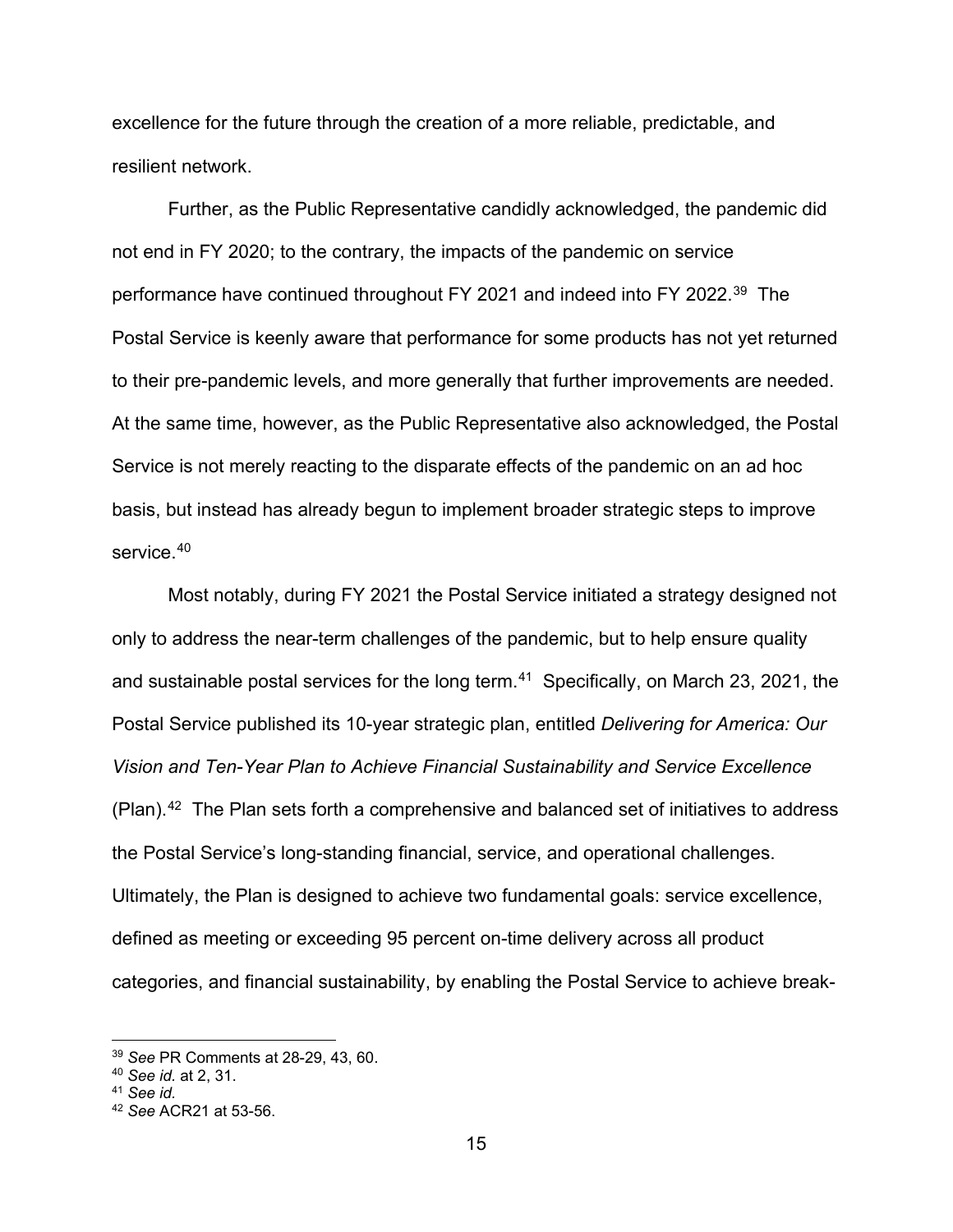excellence for the future through the creation of a more reliable, predictable, and resilient network.

Further, as the Public Representative candidly acknowledged, the pandemic did not end in FY 2020; to the contrary, the impacts of the pandemic on service performance have continued throughout FY 2021 and indeed into FY 2022.[39] The Postal Service is keenly aware that performance for some products has not yet returned to their pre-pandemic levels, and more generally that further improvements are needed. At the same time, however, as the Public Representative also acknowledged, the Postal Service is not merely reacting to the disparate effects of the pandemic on an ad hoc basis, but instead has already begun to implement broader strategic steps to improve service.[40]

Most notably, during FY 2021 the Postal Service initiated a strategy designed not only to address the near-term challenges of the pandemic, but to help ensure quality and sustainable postal services for the long term.[41] Specifically, on March 23, 2021, the Postal Service published its 10-year strategic plan, entitled *Delivering for America: Our Vision and Ten-Year Plan to Achieve Financial Sustainability and Service Excellence* (Plan).[42] The Plan sets forth a comprehensive and balanced set of initiatives to address the Postal Service's long-standing financial, service, and operational challenges. Ultimately, the Plan is designed to achieve two fundamental goals: service excellence, defined as meeting or exceeding 95 percent on-time delivery across all product categories, and financial sustainability, by enabling the Postal Service to achieve break-

---

[39] *See* PR Comments at 28-29, 43, 60.

[40] *See id.* at 2, 31.

[41] *See id.*

[42] *See* ACR21 at 53-56.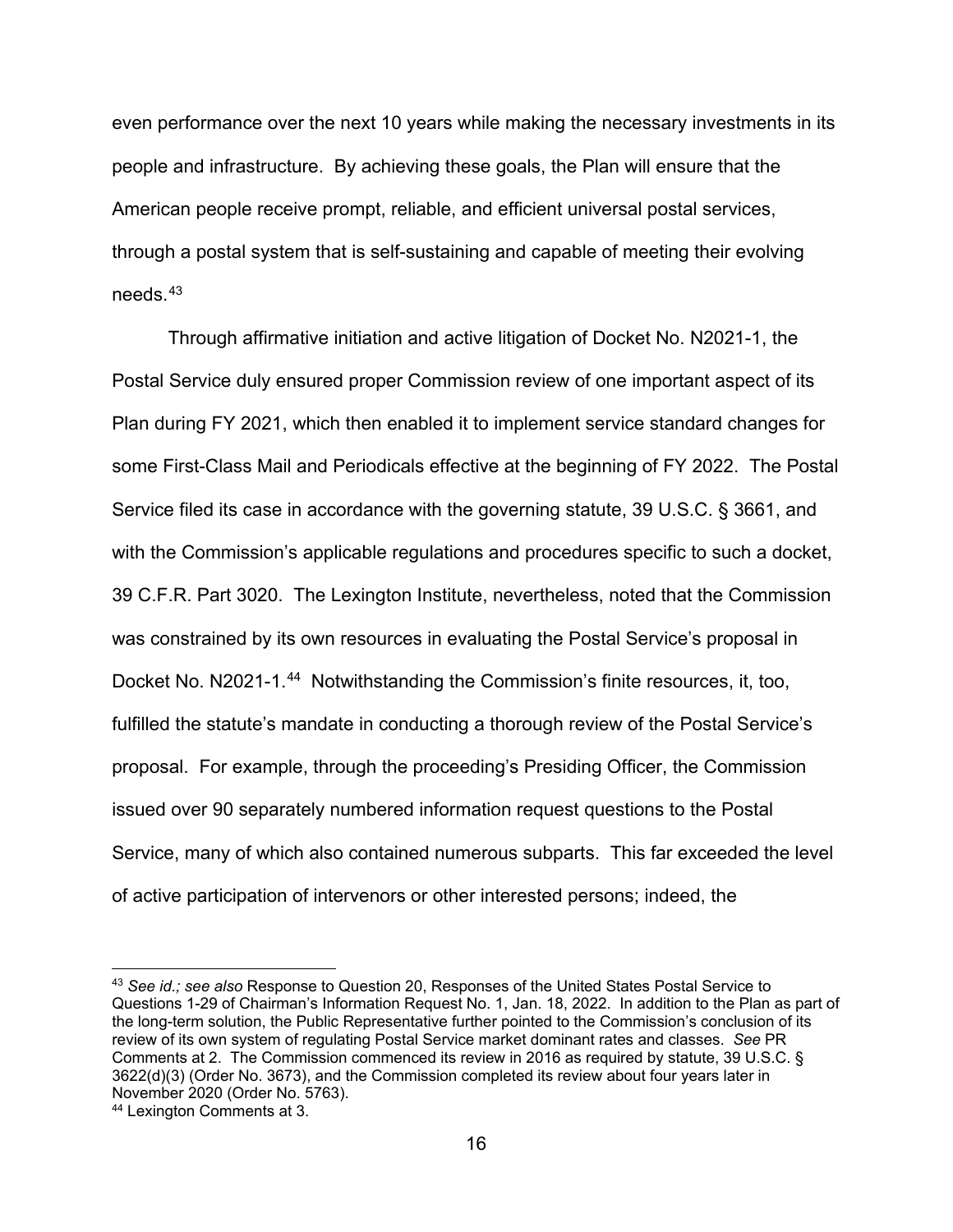even performance over the next 10 years while making the necessary investments in its people and infrastructure. By achieving these goals, the Plan will ensure that the American people receive prompt, reliable, and efficient universal postal services, through a postal system that is self-sustaining and capable of meeting their evolving needs.[43]

Through affirmative initiation and active litigation of Docket No. N2021-1, the Postal Service duly ensured proper Commission review of one important aspect of its Plan during FY 2021, which then enabled it to implement service standard changes for some First-Class Mail and Periodicals effective at the beginning of FY 2022. The Postal Service filed its case in accordance with the governing statute, 39 U.S.C. § 3661, and with the Commission's applicable regulations and procedures specific to such a docket, 39 C.F.R. Part 3020. The Lexington Institute, nevertheless, noted that the Commission was constrained by its own resources in evaluating the Postal Service's proposal in Docket No. N2021-1.[44] Notwithstanding the Commission's finite resources, it, too, fulfilled the statute's mandate in conducting a thorough review of the Postal Service's proposal. For example, through the proceeding's Presiding Officer, the Commission issued over 90 separately numbered information request questions to the Postal Service, many of which also contained numerous subparts. This far exceeded the level of active participation of intervenors or other interested persons; indeed, the

---

[43] *See id.; see also* Response to Question 20, Responses of the United States Postal Service to Questions 1-29 of Chairman's Information Request No. 1, Jan. 18, 2022. In addition to the Plan as part of the long-term solution, the Public Representative further pointed to the Commission's conclusion of its review of its own system of regulating Postal Service market dominant rates and classes. *See* PR Comments at 2. The Commission commenced its review in 2016 as required by statute, 39 U.S.C. § 3622(d)(3) (Order No. 3673), and the Commission completed its review about four years later in November 2020 (Order No. 5763).

[44] Lexington Comments at 3.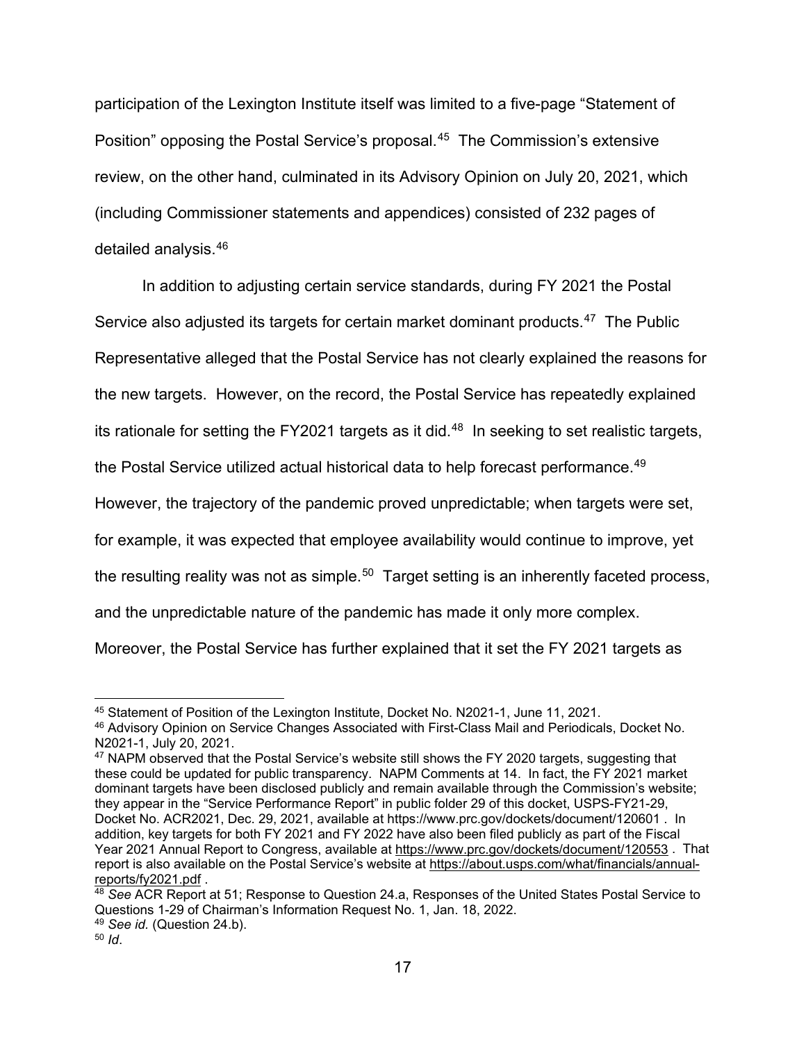participation of the Lexington Institute itself was limited to a five-page "Statement of Position" opposing the Postal Service's proposal.[45] The Commission's extensive review, on the other hand, culminated in its Advisory Opinion on July 20, 2021, which (including Commissioner statements and appendices) consisted of 232 pages of detailed analysis.[46]

In addition to adjusting certain service standards, during FY 2021 the Postal Service also adjusted its targets for certain market dominant products.[47] The Public Representative alleged that the Postal Service has not clearly explained the reasons for the new targets. However, on the record, the Postal Service has repeatedly explained its rationale for setting the FY2021 targets as it did.[48] In seeking to set realistic targets, the Postal Service utilized actual historical data to help forecast performance.[49] However, the trajectory of the pandemic proved unpredictable; when targets were set, for example, it was expected that employee availability would continue to improve, yet the resulting reality was not as simple.[50] Target setting is an inherently faceted process, and the unpredictable nature of the pandemic has made it only more complex. Moreover, the Postal Service has further explained that it set the FY 2021 targets as

---

[45] Statement of Position of the Lexington Institute, Docket No. N2021-1, June 11, 2021.

[46] Advisory Opinion on Service Changes Associated with First-Class Mail and Periodicals, Docket No. N2021-1, July 20, 2021.

[47] NAPM observed that the Postal Service's website still shows the FY 2020 targets, suggesting that these could be updated for public transparency. NAPM Comments at 14. In fact, the FY 2021 market dominant targets have been disclosed publicly and remain available through the Commission's website; they appear in the "Service Performance Report" in public folder 29 of this docket, USPS-FY21-29, Docket No. ACR2021, Dec. 29, 2021, available at https://www.prc.gov/dockets/document/120601 . In addition, key targets for both FY 2021 and FY 2022 have also been filed publicly as part of the Fiscal Year 2021 Annual Report to Congress, available at https://www.prc.gov/dockets/document/120553 . That report is also available on the Postal Service's website at https://about.usps.com/what/financials/annual-reports/fy2021.pdf .

[48] *See* ACR Report at 51; Response to Question 24.a, Responses of the United States Postal Service to Questions 1-29 of Chairman's Information Request No. 1, Jan. 18, 2022.

[49] *See id.* (Question 24.b).

[50] *Id*.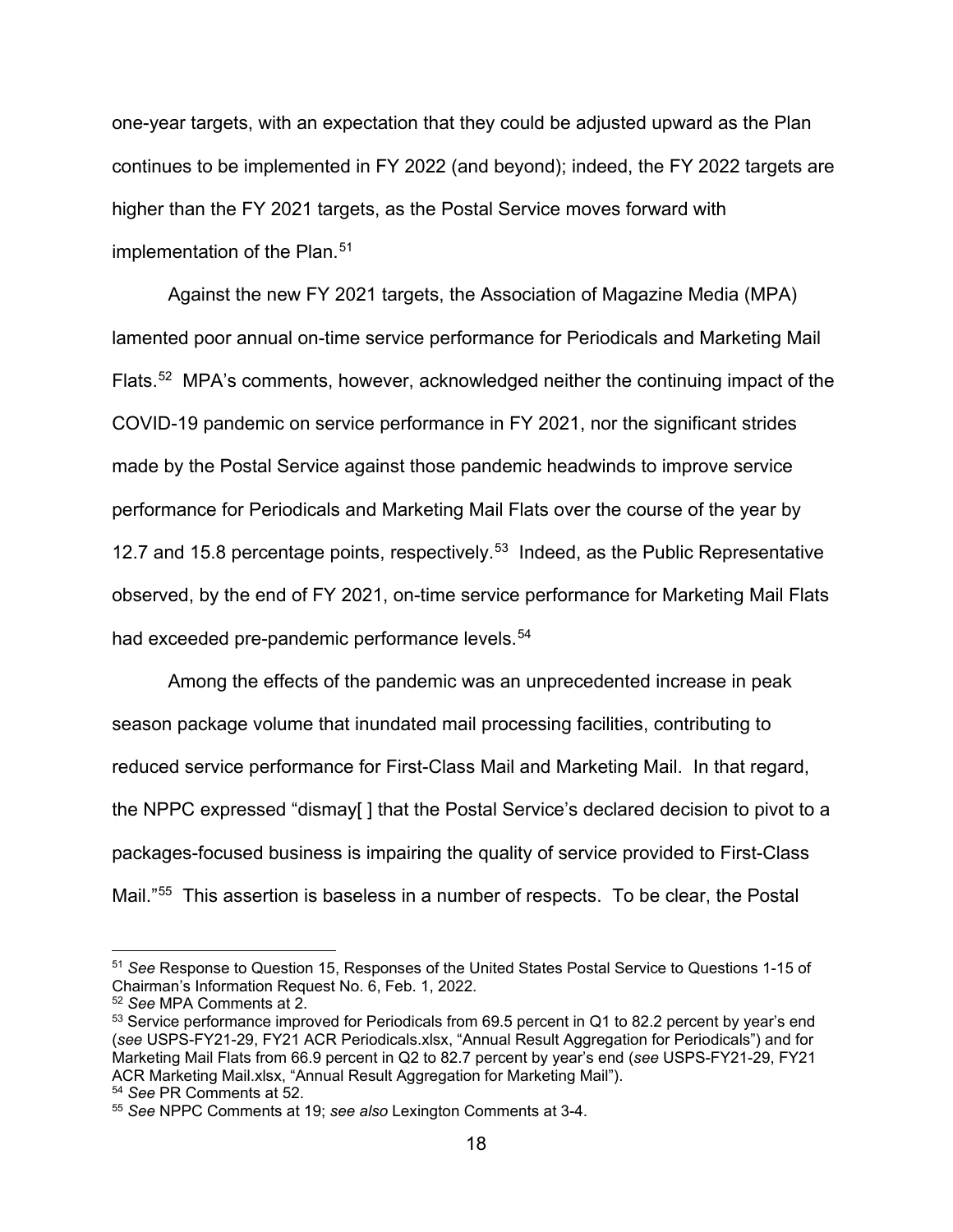one-year targets, with an expectation that they could be adjusted upward as the Plan continues to be implemented in FY 2022 (and beyond); indeed, the FY 2022 targets are higher than the FY 2021 targets, as the Postal Service moves forward with implementation of the Plan.[51]

Against the new FY 2021 targets, the Association of Magazine Media (MPA) lamented poor annual on-time service performance for Periodicals and Marketing Mail Flats.[52] MPA's comments, however, acknowledged neither the continuing impact of the COVID-19 pandemic on service performance in FY 2021, nor the significant strides made by the Postal Service against those pandemic headwinds to improve service performance for Periodicals and Marketing Mail Flats over the course of the year by 12.7 and 15.8 percentage points, respectively.[53] Indeed, as the Public Representative observed, by the end of FY 2021, on-time service performance for Marketing Mail Flats had exceeded pre-pandemic performance levels.[54]

Among the effects of the pandemic was an unprecedented increase in peak season package volume that inundated mail processing facilities, contributing to reduced service performance for First-Class Mail and Marketing Mail. In that regard, the NPPC expressed "dismay[ ] that the Postal Service's declared decision to pivot to a packages-focused business is impairing the quality of service provided to First-Class Mail."[55] This assertion is baseless in a number of respects. To be clear, the Postal

---

[51] *See* Response to Question 15, Responses of the United States Postal Service to Questions 1-15 of Chairman's Information Request No. 6, Feb. 1, 2022.

[52] *See* MPA Comments at 2.

[53] Service performance improved for Periodicals from 69.5 percent in Q1 to 82.2 percent by year's end (*see* USPS-FY21-29, FY21 ACR Periodicals.xlsx, "Annual Result Aggregation for Periodicals") and for Marketing Mail Flats from 66.9 percent in Q2 to 82.7 percent by year's end (*see* USPS-FY21-29, FY21 ACR Marketing Mail.xlsx, "Annual Result Aggregation for Marketing Mail").

[54] *See* PR Comments at 52.

[55] *See* NPPC Comments at 19; *see also* Lexington Comments at 3-4.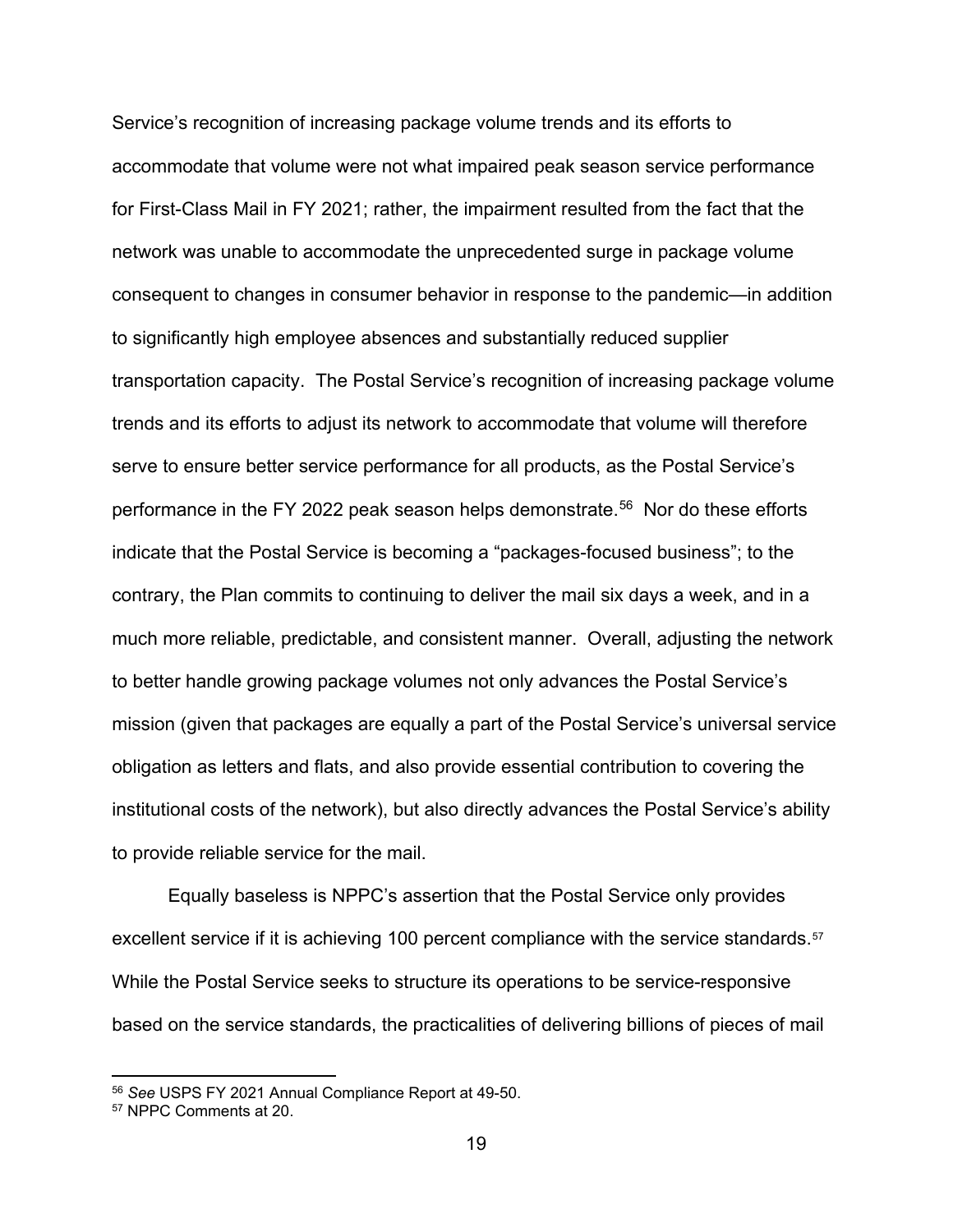Service's recognition of increasing package volume trends and its efforts to accommodate that volume were not what impaired peak season service performance for First-Class Mail in FY 2021; rather, the impairment resulted from the fact that the network was unable to accommodate the unprecedented surge in package volume consequent to changes in consumer behavior in response to the pandemic—in addition to significantly high employee absences and substantially reduced supplier transportation capacity. The Postal Service's recognition of increasing package volume trends and its efforts to adjust its network to accommodate that volume will therefore serve to ensure better service performance for all products, as the Postal Service's performance in the FY 2022 peak season helps demonstrate.[56] Nor do these efforts indicate that the Postal Service is becoming a "packages-focused business"; to the contrary, the Plan commits to continuing to deliver the mail six days a week, and in a much more reliable, predictable, and consistent manner. Overall, adjusting the network to better handle growing package volumes not only advances the Postal Service's mission (given that packages are equally a part of the Postal Service's universal service obligation as letters and flats, and also provide essential contribution to covering the institutional costs of the network), but also directly advances the Postal Service's ability to provide reliable service for the mail.

Equally baseless is NPPC's assertion that the Postal Service only provides excellent service if it is achieving 100 percent compliance with the service standards.[57] While the Postal Service seeks to structure its operations to be service-responsive based on the service standards, the practicalities of delivering billions of pieces of mail

---

[56] *See* USPS FY 2021 Annual Compliance Report at 49-50.

[57] NPPC Comments at 20.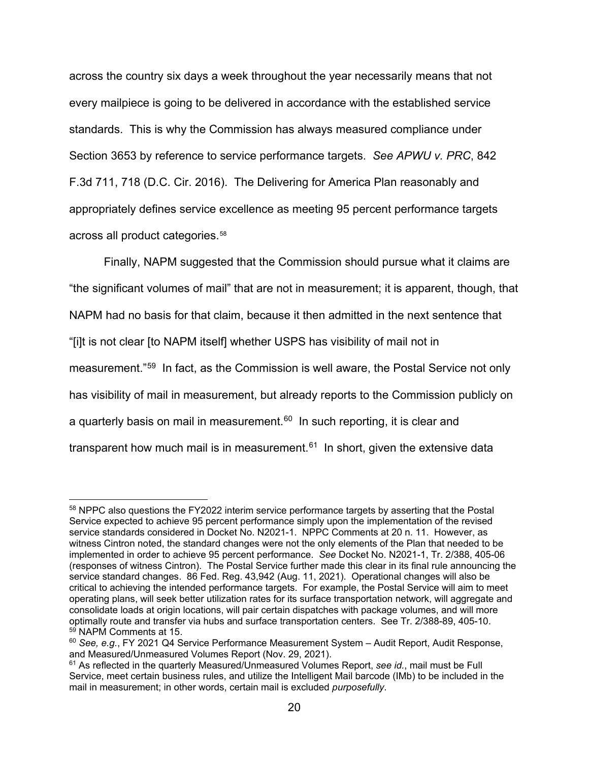across the country six days a week throughout the year necessarily means that not every mailpiece is going to be delivered in accordance with the established service standards. This is why the Commission has always measured compliance under Section 3653 by reference to service performance targets. *See APWU v. PRC*, 842 F.3d 711, 718 (D.C. Cir. 2016). The Delivering for America Plan reasonably and appropriately defines service excellence as meeting 95 percent performance targets across all product categories.[58]

Finally, NAPM suggested that the Commission should pursue what it claims are "the significant volumes of mail" that are not in measurement; it is apparent, though, that NAPM had no basis for that claim, because it then admitted in the next sentence that "[i]t is not clear [to NAPM itself] whether USPS has visibility of mail not in measurement."[59] In fact, as the Commission is well aware, the Postal Service not only has visibility of mail in measurement, but already reports to the Commission publicly on a quarterly basis on mail in measurement.[60] In such reporting, it is clear and transparent how much mail is in measurement.[61] In short, given the extensive data

---

[58] NPPC also questions the FY2022 interim service performance targets by asserting that the Postal Service expected to achieve 95 percent performance simply upon the implementation of the revised service standards considered in Docket No. N2021-1. NPPC Comments at 20 n. 11. However, as witness Cintron noted, the standard changes were not the only elements of the Plan that needed to be implemented in order to achieve 95 percent performance. *See* Docket No. N2021-1, Tr. 2/388, 405-06 (responses of witness Cintron). The Postal Service further made this clear in its final rule announcing the service standard changes. 86 Fed. Reg. 43,942 (Aug. 11, 2021). Operational changes will also be critical to achieving the intended performance targets. For example, the Postal Service will aim to meet operating plans, will seek better utilization rates for its surface transportation network, will aggregate and consolidate loads at origin locations, will pair certain dispatches with package volumes, and will more optimally route and transfer via hubs and surface transportation centers. See Tr. 2/388-89, 405-10.

[59] NAPM Comments at 15.

[60] *See, e.g.*, FY 2021 Q4 Service Performance Measurement System – Audit Report, Audit Response, and Measured/Unmeasured Volumes Report (Nov. 29, 2021).

[61] As reflected in the quarterly Measured/Unmeasured Volumes Report, *see id.*, mail must be Full Service, meet certain business rules, and utilize the Intelligent Mail barcode (IMb) to be included in the mail in measurement; in other words, certain mail is excluded *purposefully*.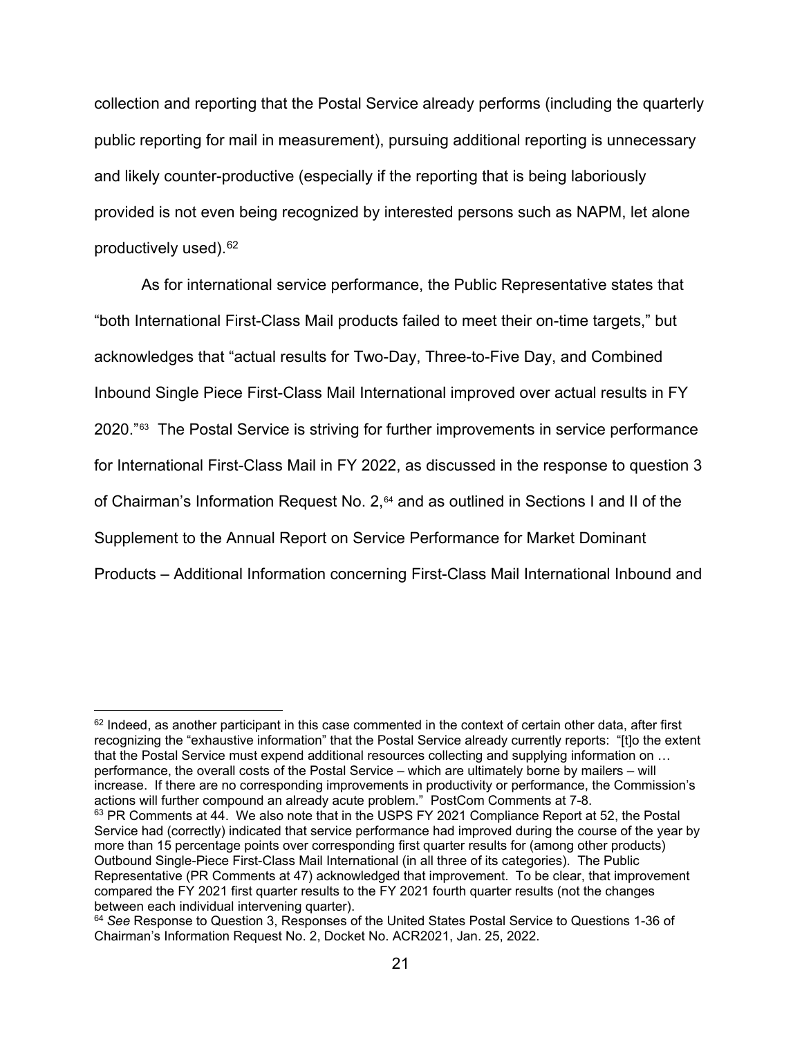collection and reporting that the Postal Service already performs (including the quarterly public reporting for mail in measurement), pursuing additional reporting is unnecessary and likely counter-productive (especially if the reporting that is being laboriously provided is not even being recognized by interested persons such as NAPM, let alone productively used).[62]

As for international service performance, the Public Representative states that "both International First-Class Mail products failed to meet their on-time targets," but acknowledges that "actual results for Two-Day, Three-to-Five Day, and Combined Inbound Single Piece First-Class Mail International improved over actual results in FY 2020."[63] The Postal Service is striving for further improvements in service performance for International First-Class Mail in FY 2022, as discussed in the response to question 3 of Chairman's Information Request No. 2,[64] and as outlined in Sections I and II of the Supplement to the Annual Report on Service Performance for Market Dominant Products – Additional Information concerning First-Class Mail International Inbound and

---

[62] Indeed, as another participant in this case commented in the context of certain other data, after first recognizing the "exhaustive information" that the Postal Service already currently reports: "[t]o the extent that the Postal Service must expend additional resources collecting and supplying information on … performance, the overall costs of the Postal Service – which are ultimately borne by mailers – will increase. If there are no corresponding improvements in productivity or performance, the Commission's actions will further compound an already acute problem." PostCom Comments at 7-8.

[63] PR Comments at 44. We also note that in the USPS FY 2021 Compliance Report at 52, the Postal Service had (correctly) indicated that service performance had improved during the course of the year by more than 15 percentage points over corresponding first quarter results for (among other products) Outbound Single-Piece First-Class Mail International (in all three of its categories). The Public Representative (PR Comments at 47) acknowledged that improvement. To be clear, that improvement compared the FY 2021 first quarter results to the FY 2021 fourth quarter results (not the changes between each individual intervening quarter).

[64] *See* Response to Question 3, Responses of the United States Postal Service to Questions 1-36 of Chairman's Information Request No. 2, Docket No. ACR2021, Jan. 25, 2022.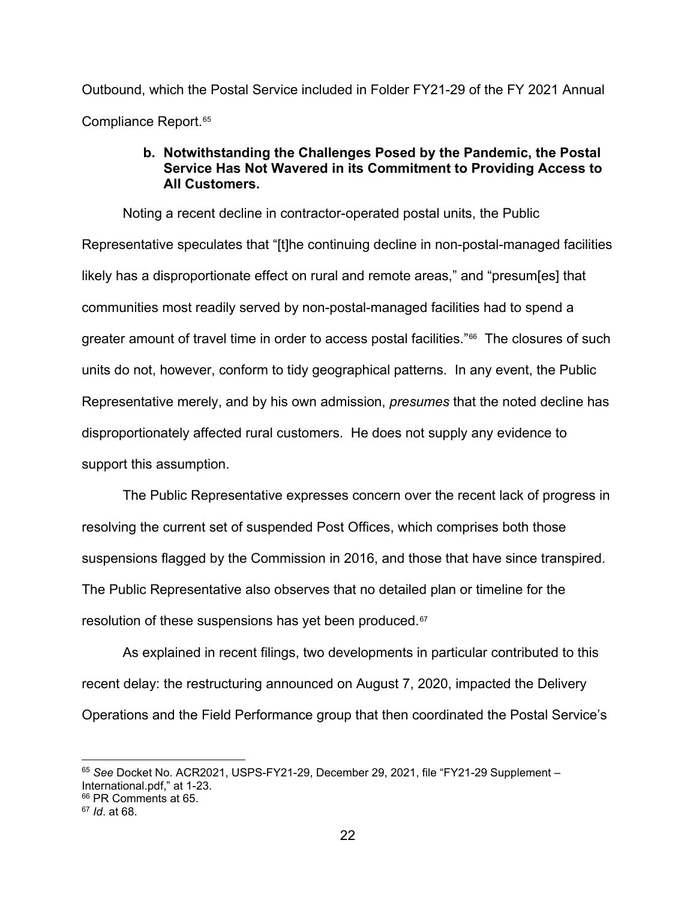Outbound, which the Postal Service included in Folder FY21-29 of the FY 2021 Annual Compliance Report.[65]

**b. Notwithstanding the Challenges Posed by the Pandemic, the Postal Service Has Not Wavered in its Commitment to Providing Access to All Customers.**

Noting a recent decline in contractor-operated postal units, the Public Representative speculates that "[t]he continuing decline in non-postal-managed facilities likely has a disproportionate effect on rural and remote areas," and "presum[es] that communities most readily served by non-postal-managed facilities had to spend a greater amount of travel time in order to access postal facilities."[66] The closures of such units do not, however, conform to tidy geographical patterns. In any event, the Public Representative merely, and by his own admission, *presumes* that the noted decline has disproportionately affected rural customers. He does not supply any evidence to support this assumption.

The Public Representative expresses concern over the recent lack of progress in resolving the current set of suspended Post Offices, which comprises both those suspensions flagged by the Commission in 2016, and those that have since transpired. The Public Representative also observes that no detailed plan or timeline for the resolution of these suspensions has yet been produced.[67]

As explained in recent filings, two developments in particular contributed to this recent delay: the restructuring announced on August 7, 2020, impacted the Delivery Operations and the Field Performance group that then coordinated the Postal Service's

---

[65] *See* Docket No. ACR2021, USPS-FY21-29, December 29, 2021, file "FY21-29 Supplement – International.pdf," at 1-23.

[66] PR Comments at 65.

[67] *Id*. at 68.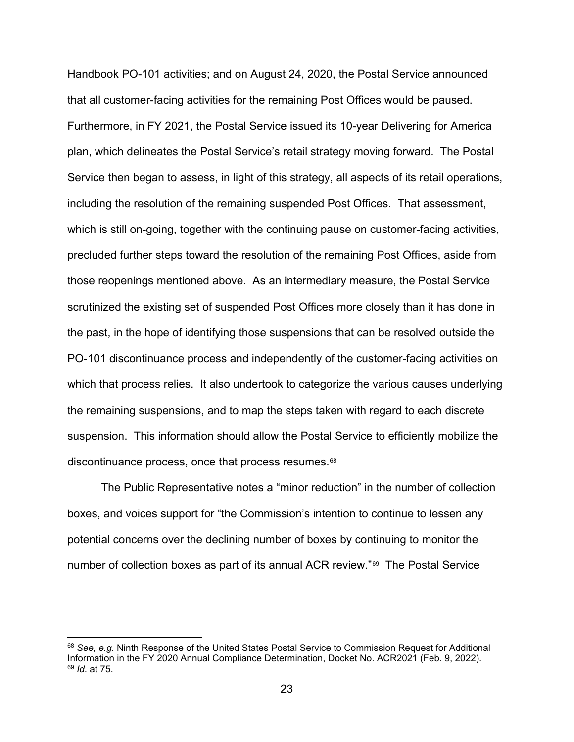Handbook PO-101 activities; and on August 24, 2020, the Postal Service announced that all customer-facing activities for the remaining Post Offices would be paused. Furthermore, in FY 2021, the Postal Service issued its 10-year Delivering for America plan, which delineates the Postal Service's retail strategy moving forward. The Postal Service then began to assess, in light of this strategy, all aspects of its retail operations, including the resolution of the remaining suspended Post Offices. That assessment, which is still on-going, together with the continuing pause on customer-facing activities, precluded further steps toward the resolution of the remaining Post Offices, aside from those reopenings mentioned above. As an intermediary measure, the Postal Service scrutinized the existing set of suspended Post Offices more closely than it has done in the past, in the hope of identifying those suspensions that can be resolved outside the PO-101 discontinuance process and independently of the customer-facing activities on which that process relies. It also undertook to categorize the various causes underlying the remaining suspensions, and to map the steps taken with regard to each discrete suspension. This information should allow the Postal Service to efficiently mobilize the discontinuance process, once that process resumes.[68]

The Public Representative notes a "minor reduction" in the number of collection boxes, and voices support for "the Commission's intention to continue to lessen any potential concerns over the declining number of boxes by continuing to monitor the number of collection boxes as part of its annual ACR review."[69] The Postal Service

---

[68] *See, e.g.* Ninth Response of the United States Postal Service to Commission Request for Additional Information in the FY 2020 Annual Compliance Determination, Docket No. ACR2021 (Feb. 9, 2022).

[69] *Id.* at 75.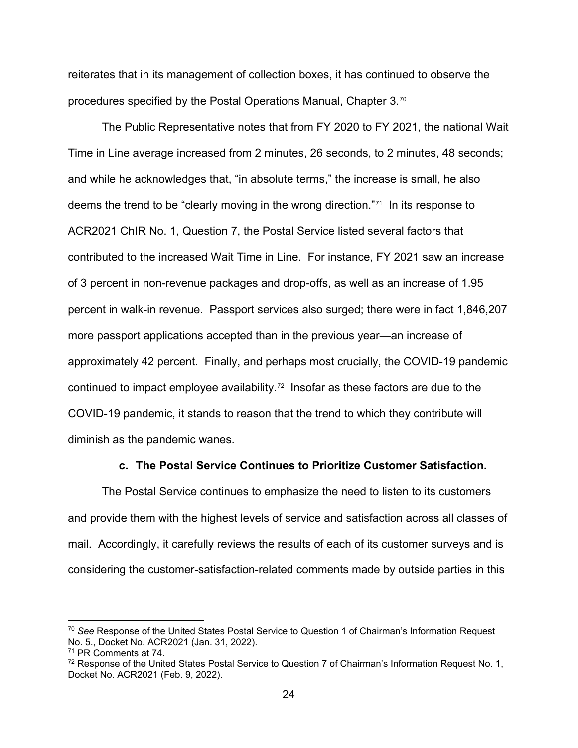reiterates that in its management of collection boxes, it has continued to observe the procedures specified by the Postal Operations Manual, Chapter 3.[70]

The Public Representative notes that from FY 2020 to FY 2021, the national Wait Time in Line average increased from 2 minutes, 26 seconds, to 2 minutes, 48 seconds; and while he acknowledges that, "in absolute terms," the increase is small, he also deems the trend to be "clearly moving in the wrong direction."[71] In its response to ACR2021 ChIR No. 1, Question 7, the Postal Service listed several factors that contributed to the increased Wait Time in Line. For instance, FY 2021 saw an increase of 3 percent in non-revenue packages and drop-offs, as well as an increase of 1.95 percent in walk-in revenue. Passport services also surged; there were in fact 1,846,207 more passport applications accepted than in the previous year—an increase of approximately 42 percent. Finally, and perhaps most crucially, the COVID-19 pandemic continued to impact employee availability.[72] Insofar as these factors are due to the COVID-19 pandemic, it stands to reason that the trend to which they contribute will diminish as the pandemic wanes.

#### c. The Postal Service Continues to Prioritize Customer Satisfaction.

The Postal Service continues to emphasize the need to listen to its customers and provide them with the highest levels of service and satisfaction across all classes of mail. Accordingly, it carefully reviews the results of each of its customer surveys and is considering the customer-satisfaction-related comments made by outside parties in this

---

[70] *See* Response of the United States Postal Service to Question 1 of Chairman's Information Request No. 5., Docket No. ACR2021 (Jan. 31, 2022).

[71] PR Comments at 74.

[72] Response of the United States Postal Service to Question 7 of Chairman's Information Request No. 1, Docket No. ACR2021 (Feb. 9, 2022).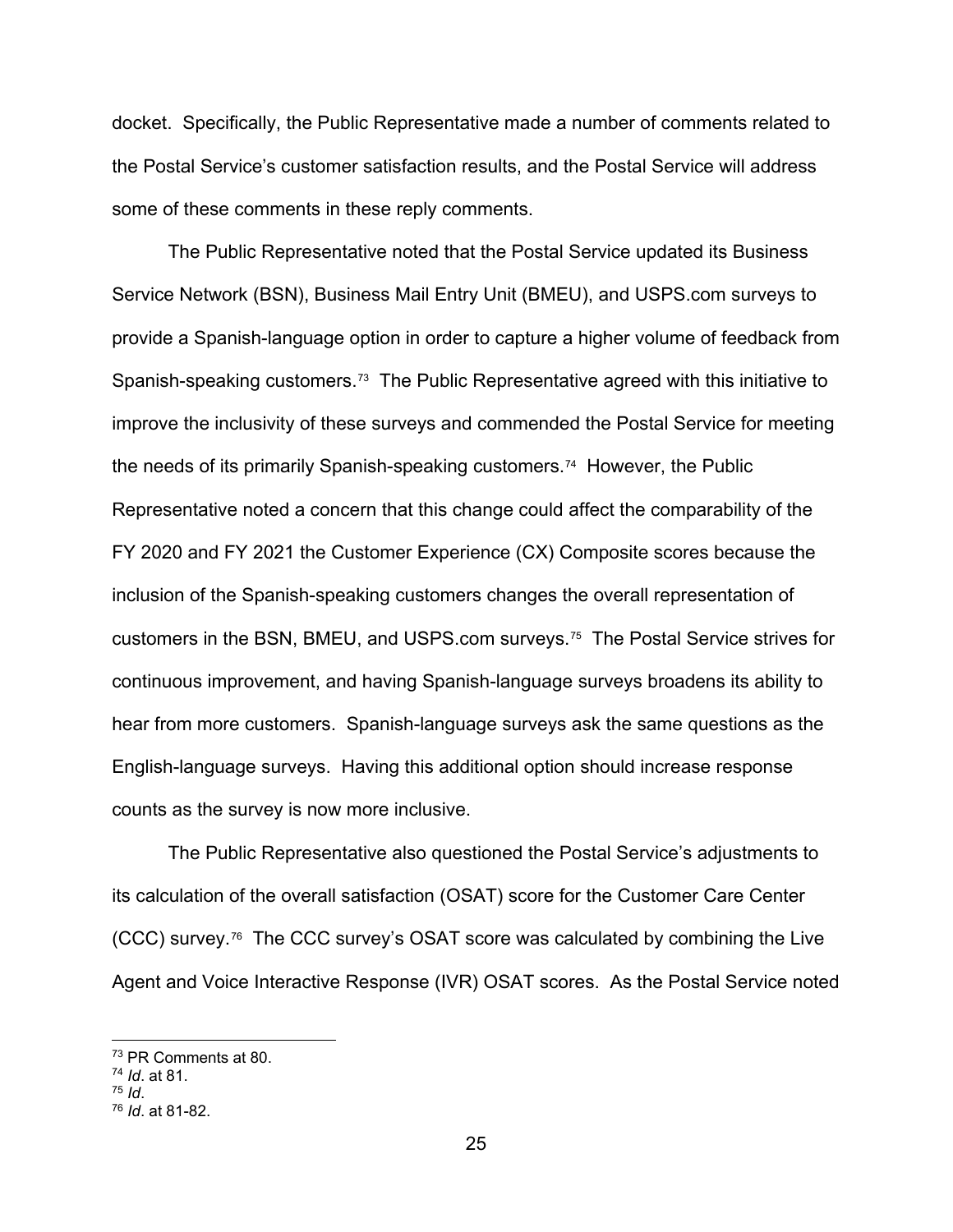docket. Specifically, the Public Representative made a number of comments related to the Postal Service's customer satisfaction results, and the Postal Service will address some of these comments in these reply comments.

The Public Representative noted that the Postal Service updated its Business Service Network (BSN), Business Mail Entry Unit (BMEU), and USPS.com surveys to provide a Spanish-language option in order to capture a higher volume of feedback from Spanish-speaking customers.[73] The Public Representative agreed with this initiative to improve the inclusivity of these surveys and commended the Postal Service for meeting the needs of its primarily Spanish-speaking customers.[74] However, the Public Representative noted a concern that this change could affect the comparability of the FY 2020 and FY 2021 the Customer Experience (CX) Composite scores because the inclusion of the Spanish-speaking customers changes the overall representation of customers in the BSN, BMEU, and USPS.com surveys.[75] The Postal Service strives for continuous improvement, and having Spanish-language surveys broadens its ability to hear from more customers. Spanish-language surveys ask the same questions as the English-language surveys. Having this additional option should increase response counts as the survey is now more inclusive.

The Public Representative also questioned the Postal Service's adjustments to its calculation of the overall satisfaction (OSAT) score for the Customer Care Center (CCC) survey.[76] The CCC survey's OSAT score was calculated by combining the Live Agent and Voice Interactive Response (IVR) OSAT scores. As the Postal Service noted

---

[73] PR Comments at 80.

[74] *Id*. at 81.

[75] *Id*.

[76] *Id*. at 81-82.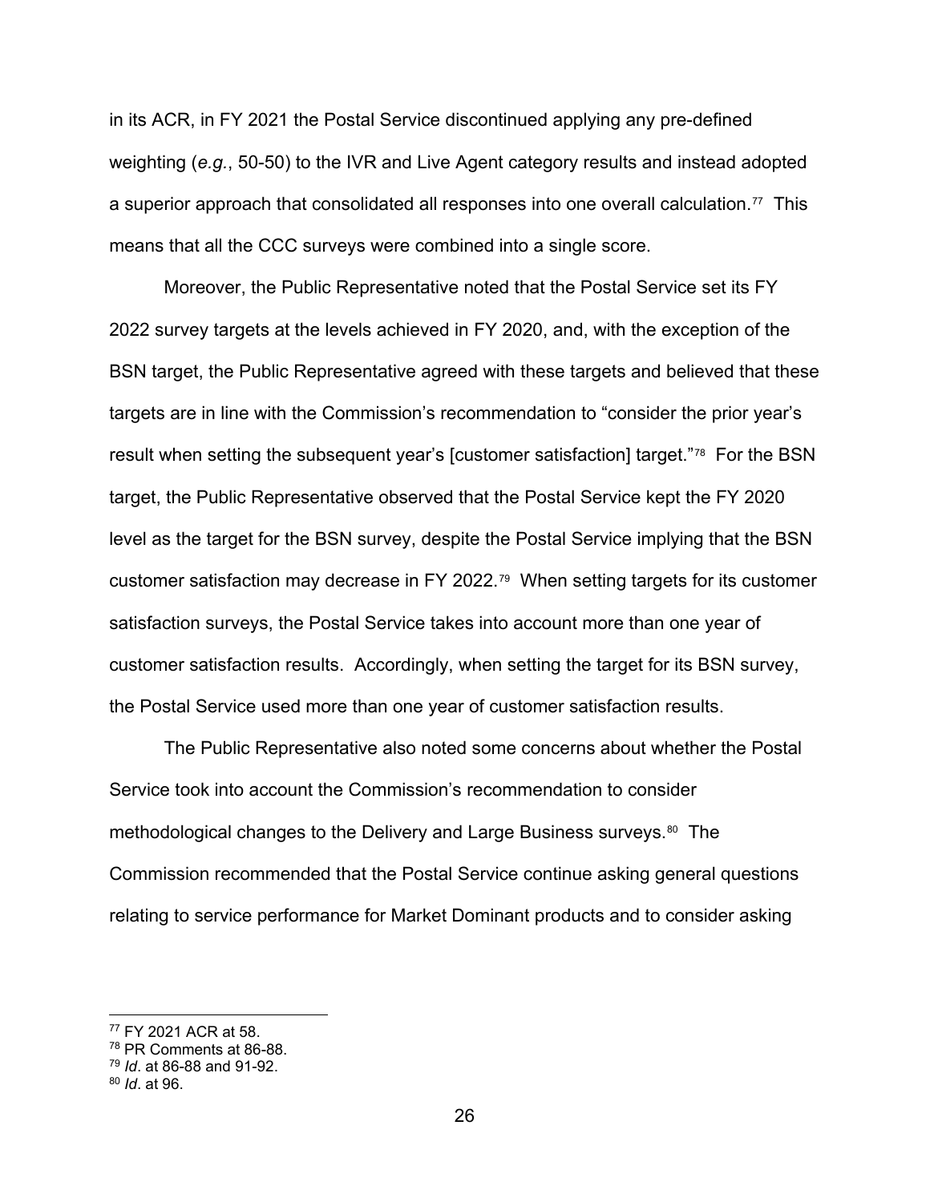in its ACR, in FY 2021 the Postal Service discontinued applying any pre-defined weighting (*e.g.*, 50-50) to the IVR and Live Agent category results and instead adopted a superior approach that consolidated all responses into one overall calculation.[77] This means that all the CCC surveys were combined into a single score.

Moreover, the Public Representative noted that the Postal Service set its FY 2022 survey targets at the levels achieved in FY 2020, and, with the exception of the BSN target, the Public Representative agreed with these targets and believed that these targets are in line with the Commission's recommendation to "consider the prior year's result when setting the subsequent year's [customer satisfaction] target."[78] For the BSN target, the Public Representative observed that the Postal Service kept the FY 2020 level as the target for the BSN survey, despite the Postal Service implying that the BSN customer satisfaction may decrease in FY 2022.[79] When setting targets for its customer satisfaction surveys, the Postal Service takes into account more than one year of customer satisfaction results. Accordingly, when setting the target for its BSN survey, the Postal Service used more than one year of customer satisfaction results.

The Public Representative also noted some concerns about whether the Postal Service took into account the Commission's recommendation to consider methodological changes to the Delivery and Large Business surveys.[80] The Commission recommended that the Postal Service continue asking general questions relating to service performance for Market Dominant products and to consider asking

---

[77] FY 2021 ACR at 58.

[78] PR Comments at 86-88.

[79] *Id*. at 86-88 and 91-92.

[80] *Id*. at 96.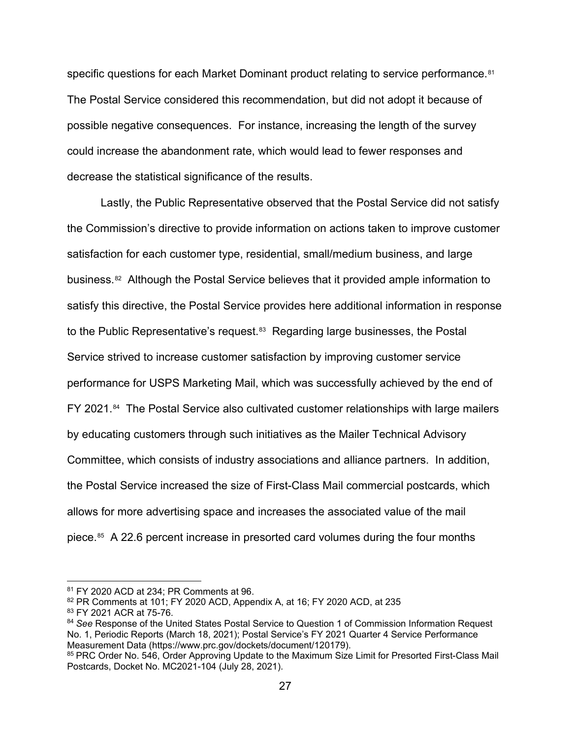specific questions for each Market Dominant product relating to service performance.[81] The Postal Service considered this recommendation, but did not adopt it because of possible negative consequences. For instance, increasing the length of the survey could increase the abandonment rate, which would lead to fewer responses and decrease the statistical significance of the results.

Lastly, the Public Representative observed that the Postal Service did not satisfy the Commission's directive to provide information on actions taken to improve customer satisfaction for each customer type, residential, small/medium business, and large business.[82] Although the Postal Service believes that it provided ample information to satisfy this directive, the Postal Service provides here additional information in response to the Public Representative's request.[83] Regarding large businesses, the Postal Service strived to increase customer satisfaction by improving customer service performance for USPS Marketing Mail, which was successfully achieved by the end of FY 2021.[84] The Postal Service also cultivated customer relationships with large mailers by educating customers through such initiatives as the Mailer Technical Advisory Committee, which consists of industry associations and alliance partners. In addition, the Postal Service increased the size of First-Class Mail commercial postcards, which allows for more advertising space and increases the associated value of the mail piece.[85] A 22.6 percent increase in presorted card volumes during the four months

---

[81] FY 2020 ACD at 234; PR Comments at 96.

[82] PR Comments at 101; FY 2020 ACD, Appendix A, at 16; FY 2020 ACD, at 235

[83] FY 2021 ACR at 75-76.

[84] *See* Response of the United States Postal Service to Question 1 of Commission Information Request No. 1, Periodic Reports (March 18, 2021); Postal Service's FY 2021 Quarter 4 Service Performance Measurement Data (https://www.prc.gov/dockets/document/120179).

[85] PRC Order No. 546, Order Approving Update to the Maximum Size Limit for Presorted First-Class Mail Postcards, Docket No. MC2021-104 (July 28, 2021).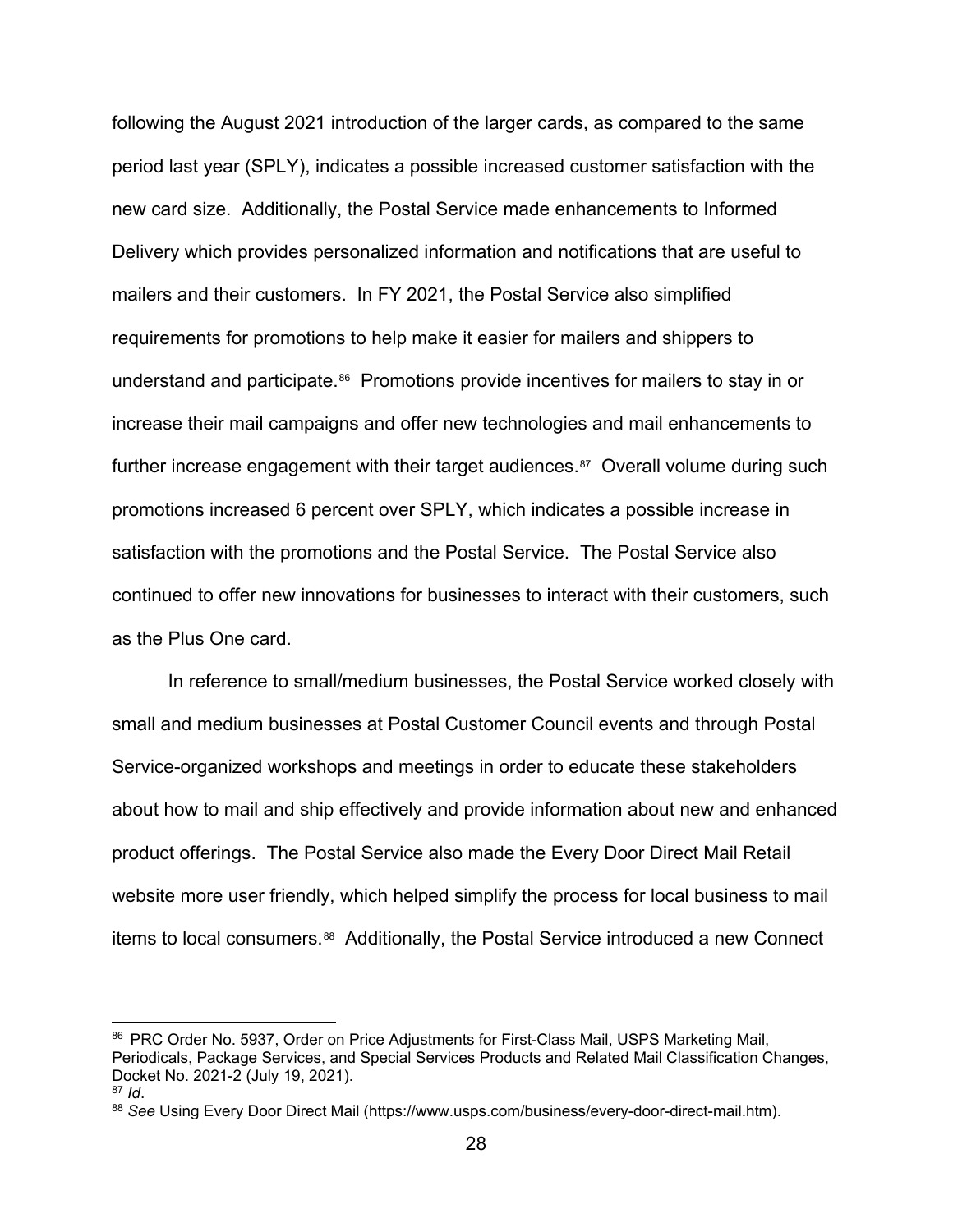following the August 2021 introduction of the larger cards, as compared to the same period last year (SPLY), indicates a possible increased customer satisfaction with the new card size. Additionally, the Postal Service made enhancements to Informed Delivery which provides personalized information and notifications that are useful to mailers and their customers. In FY 2021, the Postal Service also simplified requirements for promotions to help make it easier for mailers and shippers to understand and participate.[86] Promotions provide incentives for mailers to stay in or increase their mail campaigns and offer new technologies and mail enhancements to further increase engagement with their target audiences.[87] Overall volume during such promotions increased 6 percent over SPLY, which indicates a possible increase in satisfaction with the promotions and the Postal Service. The Postal Service also continued to offer new innovations for businesses to interact with their customers, such as the Plus One card.

In reference to small/medium businesses, the Postal Service worked closely with small and medium businesses at Postal Customer Council events and through Postal Service-organized workshops and meetings in order to educate these stakeholders about how to mail and ship effectively and provide information about new and enhanced product offerings. The Postal Service also made the Every Door Direct Mail Retail website more user friendly, which helped simplify the process for local business to mail items to local consumers.[88] Additionally, the Postal Service introduced a new Connect

---

[86] PRC Order No. 5937, Order on Price Adjustments for First-Class Mail, USPS Marketing Mail, Periodicals, Package Services, and Special Services Products and Related Mail Classification Changes, Docket No. 2021-2 (July 19, 2021).

[87] *Id*.

[88] *See* Using Every Door Direct Mail (https://www.usps.com/business/every-door-direct-mail.htm).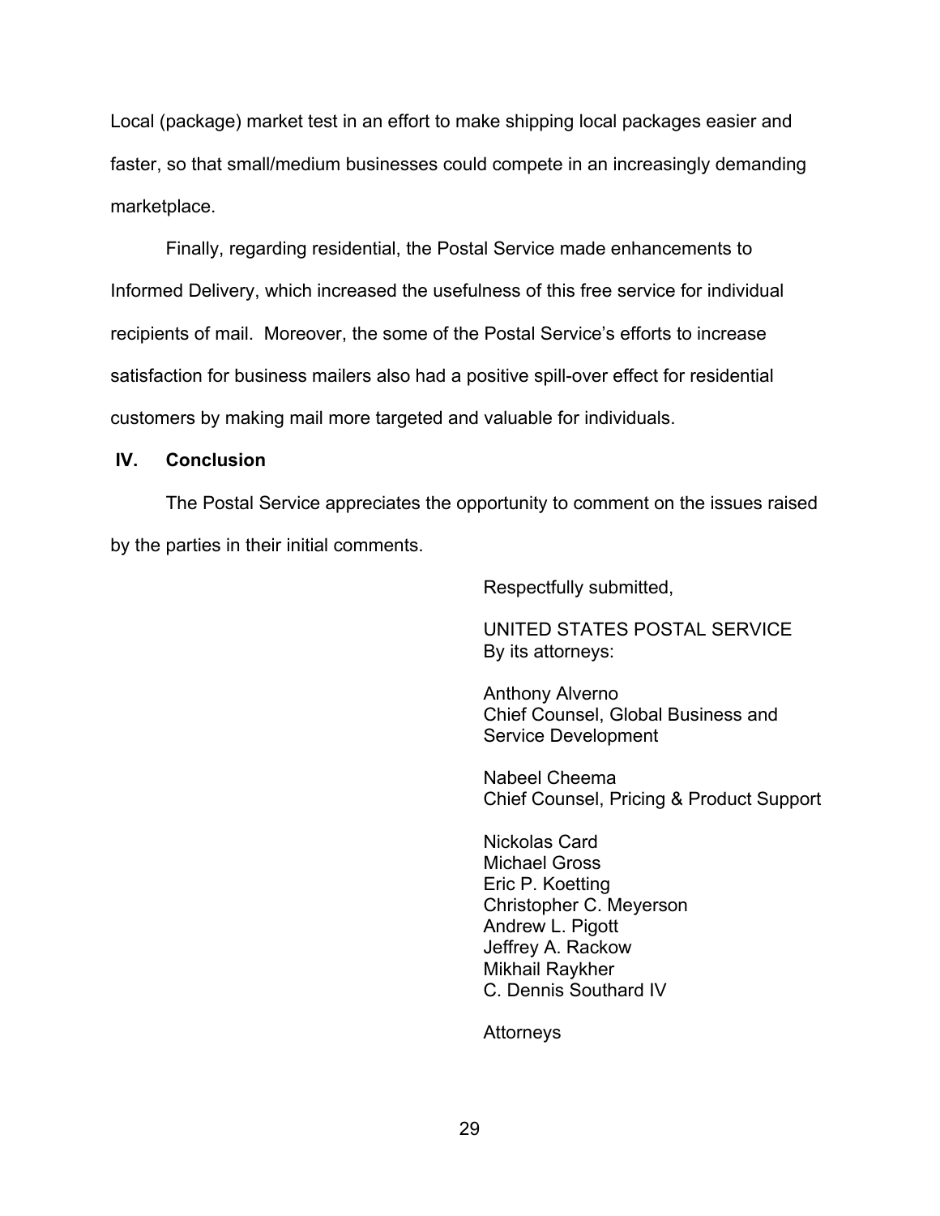Local (package) market test in an effort to make shipping local packages easier and faster, so that small/medium businesses could compete in an increasingly demanding marketplace.

Finally, regarding residential, the Postal Service made enhancements to Informed Delivery, which increased the usefulness of this free service for individual recipients of mail. Moreover, the some of the Postal Service's efforts to increase satisfaction for business mailers also had a positive spill-over effect for residential customers by making mail more targeted and valuable for individuals.

## IV. Conclusion

The Postal Service appreciates the opportunity to comment on the issues raised by the parties in their initial comments.

Respectfully submitted,

UNITED STATES POSTAL SERVICE
By its attorneys:

Anthony Alverno
Chief Counsel, Global Business and Service Development

Nabeel Cheema
Chief Counsel, Pricing & Product Support

Nickolas Card
Michael Gross
Eric P. Koetting
Christopher C. Meyerson
Andrew L. Pigott
Jeffrey A. Rackow
Mikhail Raykher
C. Dennis Southard IV

Attorneys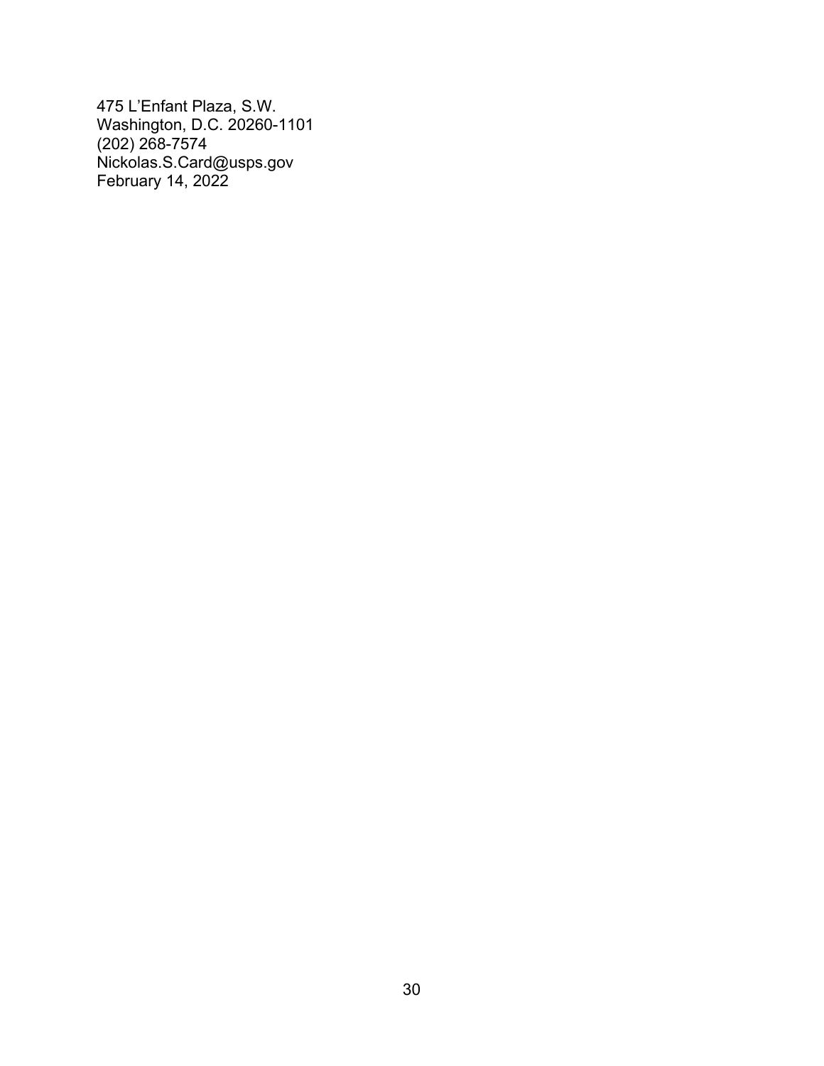475 L'Enfant Plaza, S.W.
Washington, D.C. 20260-1101
(202) 268-7574
Nickolas.S.Card@usps.gov
February 14, 2022